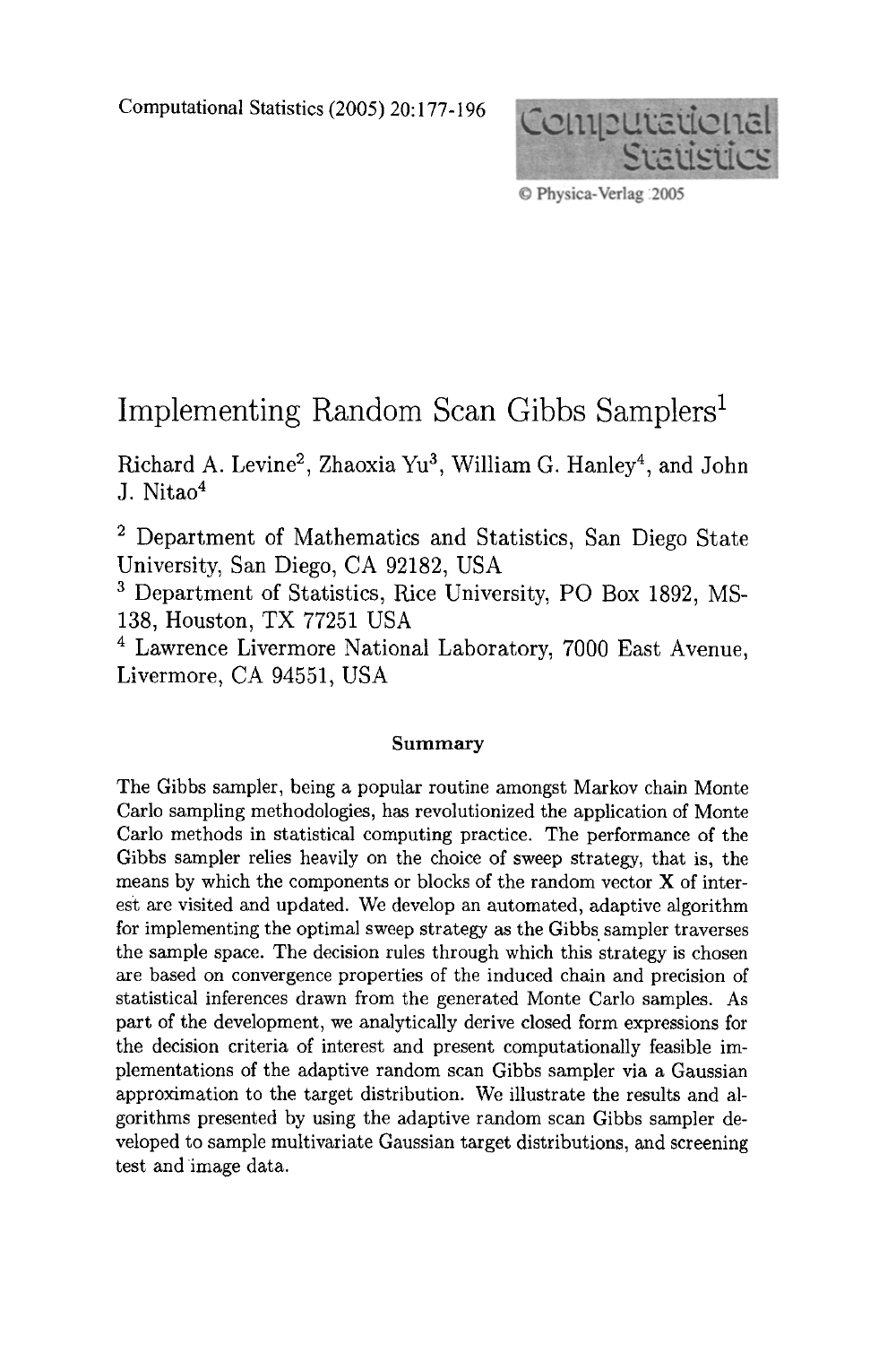# Implementing Random Scan Gibbs Samplers[1]

Richard A. Levine[2], Zhaoxia Yu[3], William G. Hanley[4], and John J. Nitao[4]

[2] Department of Mathematics and Statistics, San Diego State University, San Diego, CA 92182, USA

[3] Department of Statistics, Rice University, PO Box 1892, MS-138, Houston, TX 77251 USA

[4] Lawrence Livermore National Laboratory, 7000 East Avenue, Livermore, CA 94551, USA

### Summary

The Gibbs sampler, being a popular routine amongst Markov chain Monte Carlo sampling methodologies, has revolutionized the application of Monte Carlo methods in statistical computing practice. The performance of the Gibbs sampler relies heavily on the choice of sweep strategy, that is, the means by which the components or blocks of the random vector **X** of interest are visited and updated. We develop an automated, adaptive algorithm for implementing the optimal sweep strategy as the Gibbs sampler traverses the sample space. The decision rules through which this strategy is chosen are based on convergence properties of the induced chain and precision of statistical inferences drawn from the generated Monte Carlo samples. As part of the development, we analytically derive closed form expressions for the decision criteria of interest and present computationally feasible implementations of the adaptive random scan Gibbs sampler via a Gaussian approximation to the target distribution. We illustrate the results and algorithms presented by using the adaptive random scan Gibbs sampler developed to sample multivariate Gaussian target distributions, and screening test and image data.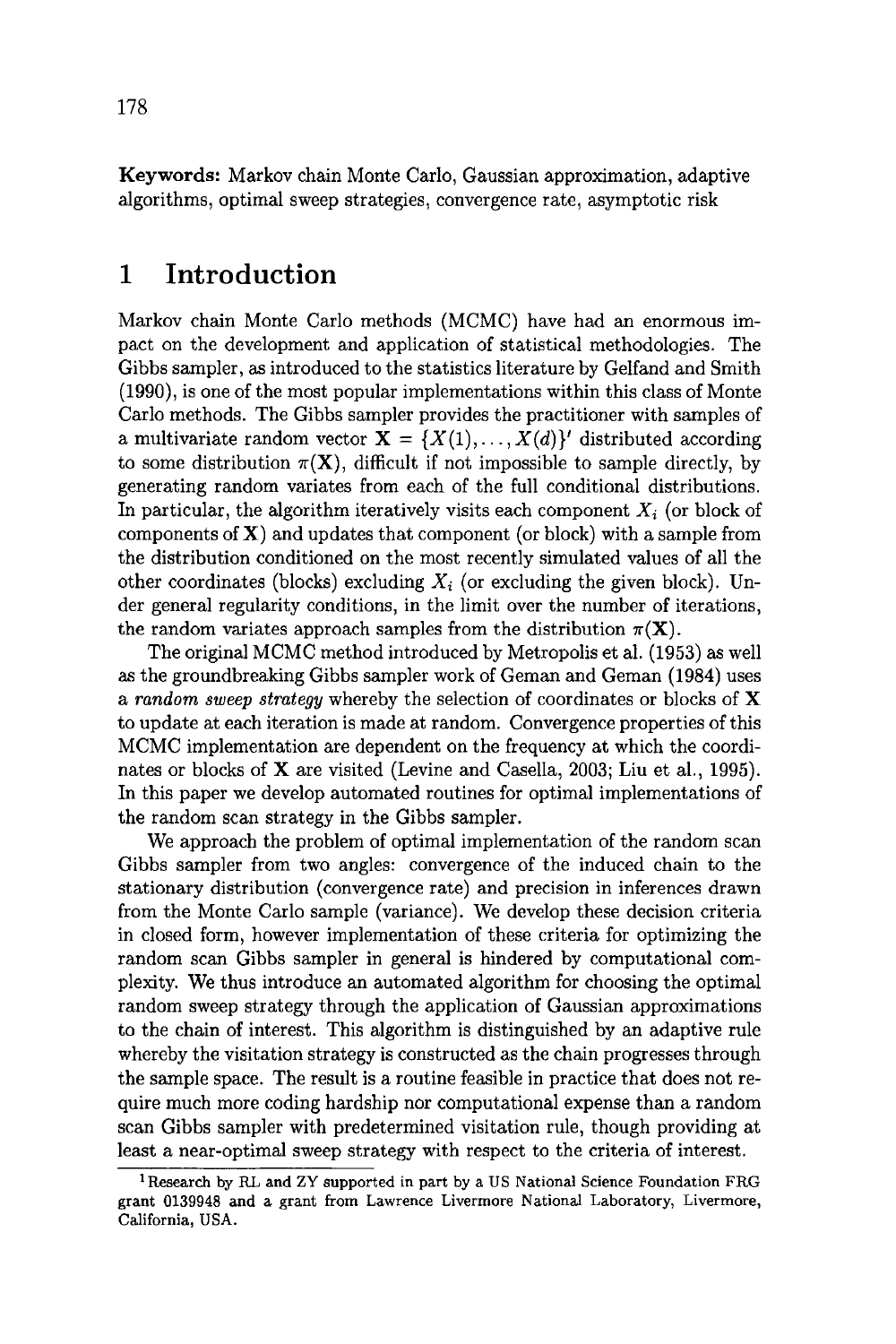**Keywords:** Markov chain Monte Carlo, Gaussian approximation, adaptive algorithms, optimal sweep strategies, convergence rate, asymptotic risk

# 1 Introduction

Markov chain Monte Carlo methods (MCMC) have had an enormous impact on the development and application of statistical methodologies. The Gibbs sampler, as introduced to the statistics literature by Gelfand and Smith (1990), is one of the most popular implementations within this class of Monte Carlo methods. The Gibbs sampler provides the practitioner with samples of a multivariate random vector $\mathbf{X} = \{X(1), \ldots, X(d)\}'$ distributed according to some distribution $\pi(\mathbf{X})$, difficult if not impossible to sample directly, by generating random variates from each of the full conditional distributions. In particular, the algorithm iteratively visits each component $X_i$ (or block of components of $\mathbf{X}$) and updates that component (or block) with a sample from the distribution conditioned on the most recently simulated values of all the other coordinates (blocks) excluding $X_i$ (or excluding the given block). Under general regularity conditions, in the limit over the number of iterations, the random variates approach samples from the distribution $\pi(\mathbf{X})$.

The original MCMC method introduced by Metropolis et al. (1953) as well as the groundbreaking Gibbs sampler work of Geman and Geman (1984) uses a *random sweep strategy* whereby the selection of coordinates or blocks of $\mathbf{X}$ to update at each iteration is made at random. Convergence properties of this MCMC implementation are dependent on the frequency at which the coordinates or blocks of $\mathbf{X}$ are visited (Levine and Casella, 2003; Liu et al., 1995). In this paper we develop automated routines for optimal implementations of the random scan strategy in the Gibbs sampler.

We approach the problem of optimal implementation of the random scan Gibbs sampler from two angles: convergence of the induced chain to the stationary distribution (convergence rate) and precision in inferences drawn from the Monte Carlo sample (variance). We develop these decision criteria in closed form, however implementation of these criteria for optimizing the random scan Gibbs sampler in general is hindered by computational complexity. We thus introduce an automated algorithm for choosing the optimal random sweep strategy through the application of Gaussian approximations to the chain of interest. This algorithm is distinguished by an adaptive rule whereby the visitation strategy is constructed as the chain progresses through the sample space. The result is a routine feasible in practice that does not require much more coding hardship nor computational expense than a random scan Gibbs sampler with predetermined visitation rule, though providing at least a near-optimal sweep strategy with respect to the criteria of interest.

[1] Research by RL and ZY supported in part by a US National Science Foundation FRG grant 0139948 and a grant from Lawrence Livermore National Laboratory, Livermore, California, USA.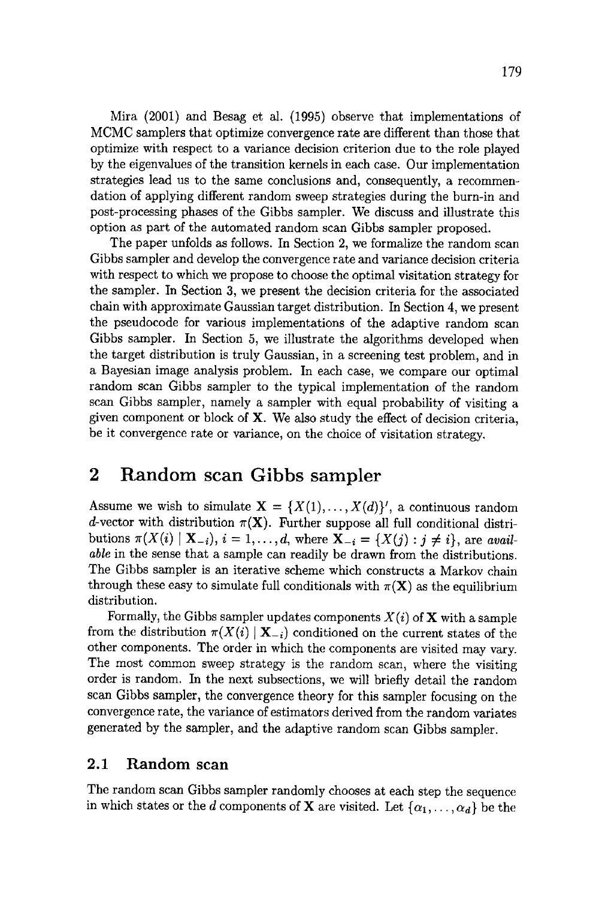Mira (2001) and Besag et al. (1995) observe that implementations of MCMC samplers that optimize convergence rate are different than those that optimize with respect to a variance decision criterion due to the role played by the eigenvalues of the transition kernels in each case. Our implementation strategies lead us to the same conclusions and, consequently, a recommendation of applying different random sweep strategies during the burn-in and post-processing phases of the Gibbs sampler. We discuss and illustrate this option as part of the automated random scan Gibbs sampler proposed.

The paper unfolds as follows. In Section 2, we formalize the random scan Gibbs sampler and develop the convergence rate and variance decision criteria with respect to which we propose to choose the optimal visitation strategy for the sampler. In Section 3, we present the decision criteria for the associated chain with approximate Gaussian target distribution. In Section 4, we present the pseudocode for various implementations of the adaptive random scan Gibbs sampler. In Section 5, we illustrate the algorithms developed when the target distribution is truly Gaussian, in a screening test problem, and in a Bayesian image analysis problem. In each case, we compare our optimal random scan Gibbs sampler to the typical implementation of the random scan Gibbs sampler, namely a sampler with equal probability of visiting a given component or block of $\mathbf{X}$. We also study the effect of decision criteria, be it convergence rate or variance, on the choice of visitation strategy.

## 2 Random scan Gibbs sampler

Assume we wish to simulate $\mathbf{X} = \{X(1), \ldots, X(d)\}'$, a continuous random $d$-vector with distribution $\pi(\mathbf{X})$. Further suppose all full conditional distributions $\pi(X(i) \mid \mathbf{X}_{-i})$, $i = 1, \ldots, d$, where $\mathbf{X}_{-i} = \{X(j) : j \neq i\}$, are *available* in the sense that a sample can readily be drawn from the distributions. The Gibbs sampler is an iterative scheme which constructs a Markov chain through these easy to simulate full conditionals with $\pi(\mathbf{X})$ as the equilibrium distribution.

Formally, the Gibbs sampler updates components $X(i)$ of $\mathbf{X}$ with a sample from the distribution $\pi(X(i) \mid \mathbf{X}_{-i})$ conditioned on the current states of the other components. The order in which the components are visited may vary. The most common sweep strategy is the random scan, where the visiting order is random. In the next subsections, we will briefly detail the random scan Gibbs sampler, the convergence theory for this sampler focusing on the convergence rate, the variance of estimators derived from the random variates generated by the sampler, and the adaptive random scan Gibbs sampler.

### 2.1 Random scan

The random scan Gibbs sampler randomly chooses at each step the sequence in which states or the $d$ components of $\mathbf{X}$ are visited. Let $\{\alpha_1, \ldots, \alpha_d\}$ be the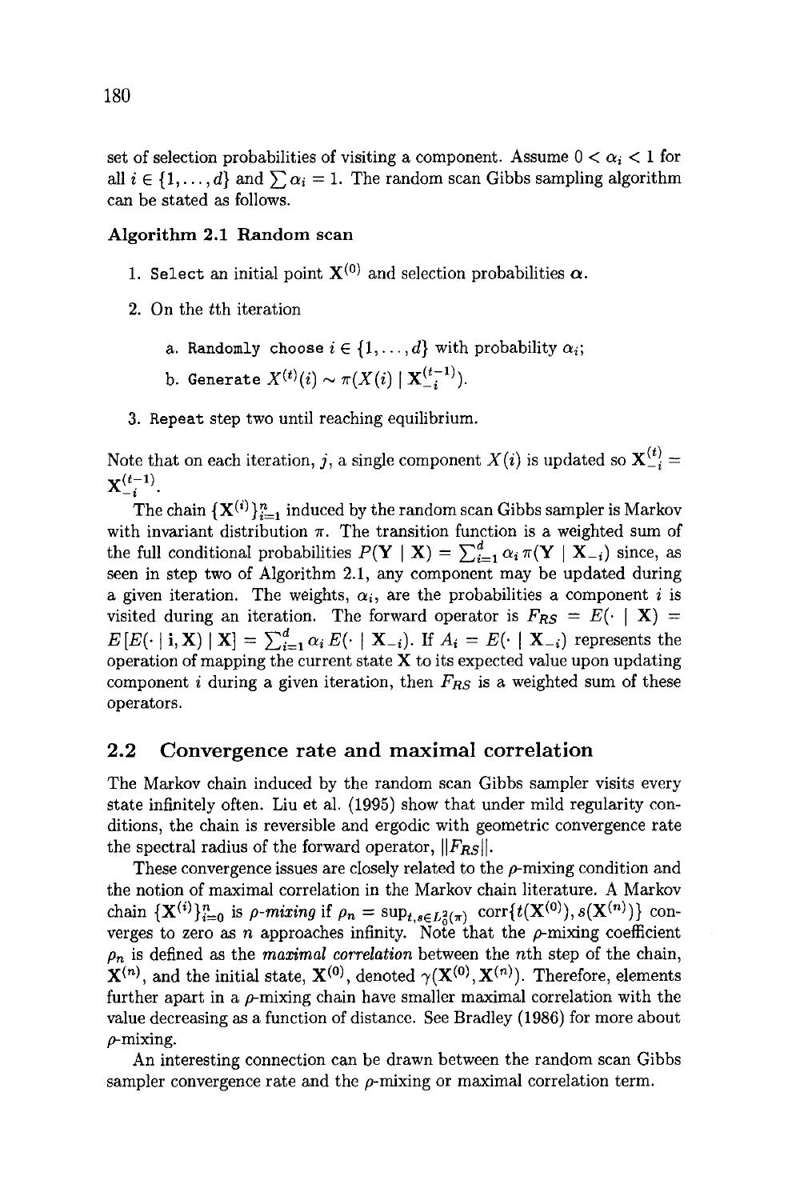set of selection probabilities of visiting a component. Assume $0 < \alpha_i < 1$ for all $i \in \{1, \dots, d\}$ and $\sum \alpha_i = 1$. The random scan Gibbs sampling algorithm can be stated as follows.

**Algorithm 2.1 Random scan**

1. Select an initial point $\mathbf{X}^{(0)}$ and selection probabilities $\boldsymbol{\alpha}$.
2. On the $t$th iteration
   a. Randomly choose $i \in \{1, \dots, d\}$ with probability $\alpha_i$;
   b. Generate $X^{(t)}(i) \sim \pi(X(i) \mid \mathbf{X}_{-i}^{(t-1)})$.
3. Repeat step two until reaching equilibrium.

Note that on each iteration, $j$, a single component $X(i)$ is updated so $\mathbf{X}_{-i}^{(t)} = \mathbf{X}_{-i}^{(t-1)}$.

The chain $\{\mathbf{X}^{(i)}\}_{i=1}^{n}$ induced by the random scan Gibbs sampler is Markov with invariant distribution $\pi$. The transition function is a weighted sum of the full conditional probabilities $P(\mathbf{Y} \mid \mathbf{X}) = \sum_{i=1}^{d} \alpha_i \pi(\mathbf{Y} \mid \mathbf{X}_{-i})$ since, as seen in step two of Algorithm 2.1, any component may be updated during a given iteration. The weights, $\alpha_i$, are the probabilities a component $i$ is visited during an iteration. The forward operator is $F_{RS} = E(\cdot \mid \mathbf{X}) = E[E(\cdot \mid \mathbf{i}, \mathbf{X}) \mid \mathbf{X}] = \sum_{i=1}^{d} \alpha_i E(\cdot \mid \mathbf{X}_{-i})$. If $A_i = E(\cdot \mid \mathbf{X}_{-i})$ represents the operation of mapping the current state $\mathbf{X}$ to its expected value upon updating component $i$ during a given iteration, then $F_{RS}$ is a weighted sum of these operators.

## 2.2 Convergence rate and maximal correlation

The Markov chain induced by the random scan Gibbs sampler visits every state infinitely often. Liu et al. (1995) show that under mild regularity conditions, the chain is reversible and ergodic with geometric convergence rate the spectral radius of the forward operator, $\|F_{RS}\|$.

These convergence issues are closely related to the $\rho$-mixing condition and the notion of maximal correlation in the Markov chain literature. A Markov chain $\{\mathbf{X}^{(i)}\}_{i=0}^{n}$ is *$\rho$-mixing* if $\rho_n = \sup_{t,s \in L_0^2(\pi)} \operatorname{corr}\{t(\mathbf{X}^{(0)}), s(\mathbf{X}^{(n)})\}$ converges to zero as $n$ approaches infinity. Note that the $\rho$-mixing coefficient $\rho_n$ is defined as the *maximal correlation* between the $n$th step of the chain, $\mathbf{X}^{(n)}$, and the initial state, $\mathbf{X}^{(0)}$, denoted $\gamma(\mathbf{X}^{(0)}, \mathbf{X}^{(n)})$. Therefore, elements further apart in a $\rho$-mixing chain have smaller maximal correlation with the value decreasing as a function of distance. See Bradley (1986) for more about $\rho$-mixing.

An interesting connection can be drawn between the random scan Gibbs sampler convergence rate and the $\rho$-mixing or maximal correlation term.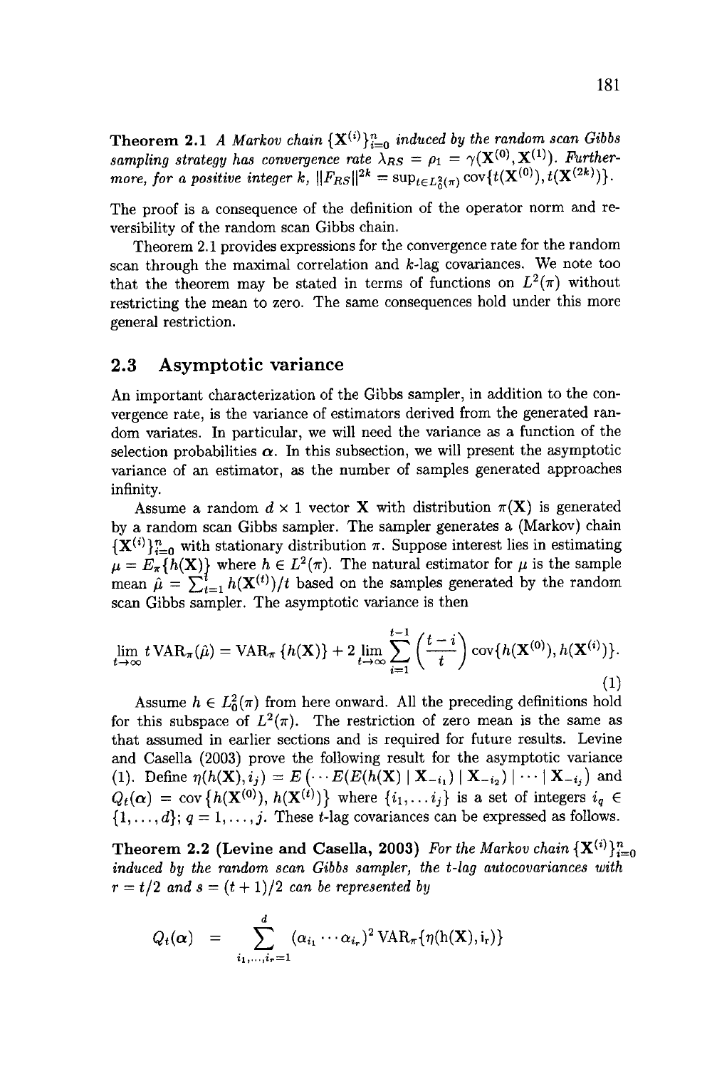**Theorem 2.1** *A Markov chain $\{\mathbf{X}^{(i)}\}_{i=0}^{n}$ induced by the random scan Gibbs sampling strategy has convergence rate $\lambda_{RS} = \rho_1 = \gamma(\mathbf{X}^{(0)}, \mathbf{X}^{(1)})$. Furthermore, for a positive integer $k$, $\|F_{RS}\|^{2k} = \sup_{t \in L_0^2(\pi)} \text{cov}\{t(\mathbf{X}^{(0)}), t(\mathbf{X}^{(2k)})\}$.*

The proof is a consequence of the definition of the operator norm and reversibility of the random scan Gibbs chain.

Theorem 2.1 provides expressions for the convergence rate for the random scan through the maximal correlation and $k$-lag covariances. We note too that the theorem may be stated in terms of functions on $L^2(\pi)$ without restricting the mean to zero. The same consequences hold under this more general restriction.

## 2.3 Asymptotic variance

An important characterization of the Gibbs sampler, in addition to the convergence rate, is the variance of estimators derived from the generated random variates. In particular, we will need the variance as a function of the selection probabilities $\boldsymbol{\alpha}$. In this subsection, we will present the asymptotic variance of an estimator, as the number of samples generated approaches infinity.

Assume a random $d \times 1$ vector $\mathbf{X}$ with distribution $\pi(\mathbf{X})$ is generated by a random scan Gibbs sampler. The sampler generates a (Markov) chain $\{\mathbf{X}^{(i)}\}_{i=0}^{n}$ with stationary distribution $\pi$. Suppose interest lies in estimating $\mu = E_\pi\{h(\mathbf{X})\}$ where $h \in L^2(\pi)$. The natural estimator for $\mu$ is the sample mean $\hat{\mu} = \sum_{t=1}^{t} h(\mathbf{X}^{(t)})/t$ based on the samples generated by the random scan Gibbs sampler. The asymptotic variance is then

$$\lim_{t\to\infty} t\,\text{VAR}_\pi(\hat{\mu}) = \text{VAR}_\pi\{h(\mathbf{X})\} + 2\lim_{t\to\infty}\sum_{i=1}^{t-1}\left(\frac{t-i}{t}\right)\text{cov}\{h(\mathbf{X}^{(0)}), h(\mathbf{X}^{(i)})\}. \tag{1}$$

Assume $h \in L_0^2(\pi)$ from here onward. All the preceding definitions hold for this subspace of $L^2(\pi)$. The restriction of zero mean is the same as that assumed in earlier sections and is required for future results. Levine and Casella (2003) prove the following result for the asymptotic variance (1). Define $\eta(h(\mathbf{X}), i_j) = E\left(\cdots E(E(h(\mathbf{X}) \mid \mathbf{X}_{-i_1}) \mid \mathbf{X}_{-i_2}) \mid \cdots \mid \mathbf{X}_{-i_j}\right)$ and $Q_t(\boldsymbol{\alpha}) = \text{cov}\{h(\mathbf{X}^{(0)}), h(\mathbf{X}^{(t)})\}$ where $\{i_1, \ldots i_j\}$ is a set of integers $i_q \in \{1, \ldots, d\}$; $q = 1, \ldots, j$. These $t$-lag covariances can be expressed as follows.

**Theorem 2.2 (Levine and Casella, 2003)** *For the Markov chain $\{\mathbf{X}^{(i)}\}_{i=0}^{n}$ induced by the random scan Gibbs sampler, the $t$-lag autocovariances with $r = t/2$ and $s = (t+1)/2$ can be represented by*

$$Q_t(\boldsymbol{\alpha}) \quad = \quad \sum_{i_1,\ldots,i_r=1}^{d} (\alpha_{i_1}\cdots\alpha_{i_r})^2\,\text{VAR}_\pi\{\eta(\text{h}(\mathbf{X}), \text{i}_\text{r})\}$$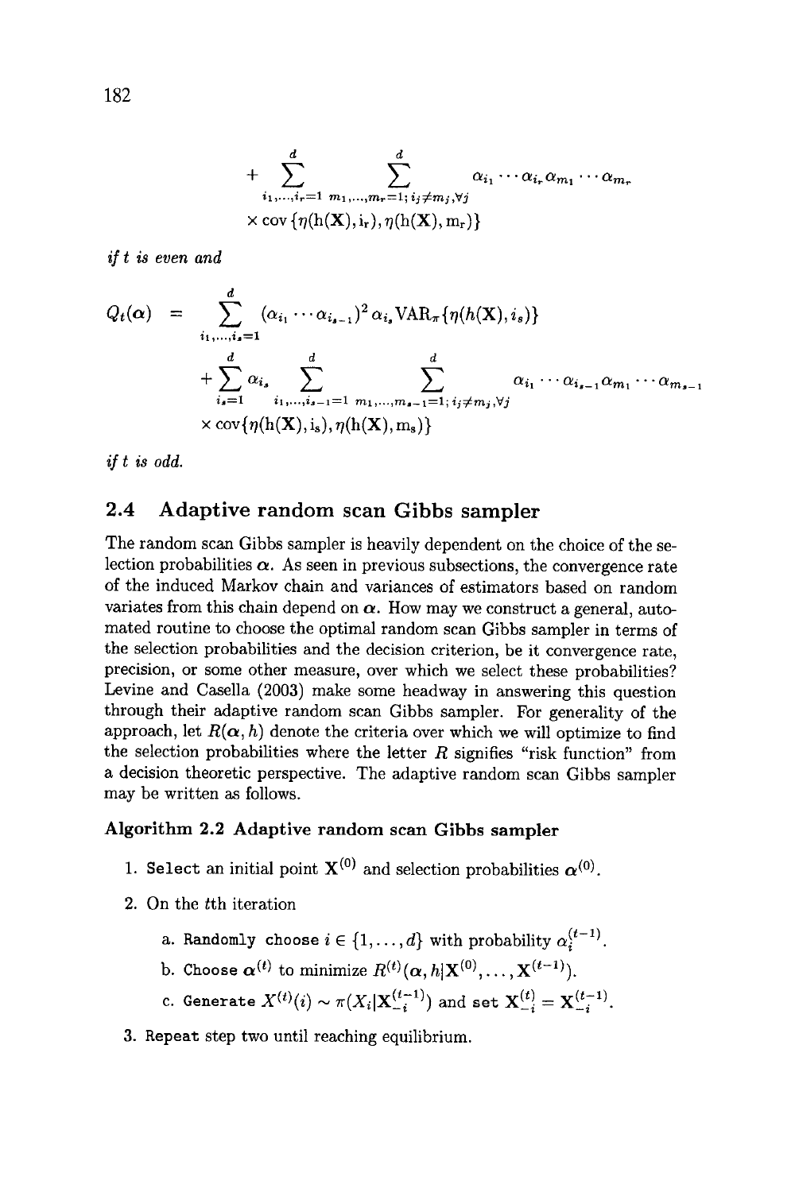$$+ \sum_{i_1,\ldots,i_r=1}^{d} \sum_{m_1,\ldots,m_r=1;\, i_j \neq m_j, \forall j}^{d} \alpha_{i_1} \cdots \alpha_{i_r} \alpha_{m_1} \cdots \alpha_{m_r} \times \text{cov}\{\eta(\text{h}(\mathbf{X}), \text{i}_r), \eta(\text{h}(\mathbf{X}), \text{m}_r)\}$$

*if $t$ is even and*

$$Q_t(\boldsymbol{\alpha}) = \sum_{i_1,\ldots,i_s=1}^{d} (\alpha_{i_1} \cdots \alpha_{i_{s-1}})^2 \alpha_{i_s} \text{VAR}_\pi\{\eta(h(\mathbf{X}), i_s)\}$$
$$+ \sum_{i_s=1}^{d} \alpha_{i_s} \sum_{i_1,\ldots,i_{s-1}=1}^{d} \sum_{m_1,\ldots,m_{s-1}=1;\, i_j \neq m_j, \forall j}^{d} \alpha_{i_1} \cdots \alpha_{i_{s-1}} \alpha_{m_1} \cdots \alpha_{m_{s-1}} \times \text{cov}\{\eta(\text{h}(\mathbf{X}), \text{i}_s), \eta(\text{h}(\mathbf{X}), \text{m}_s)\}$$

*if $t$ is odd.*

## 2.4 Adaptive random scan Gibbs sampler

The random scan Gibbs sampler is heavily dependent on the choice of the selection probabilities $\boldsymbol{\alpha}$. As seen in previous subsections, the convergence rate of the induced Markov chain and variances of estimators based on random variates from this chain depend on $\boldsymbol{\alpha}$. How may we construct a general, automated routine to choose the optimal random scan Gibbs sampler in terms of the selection probabilities and the decision criterion, be it convergence rate, precision, or some other measure, over which we select these probabilities? Levine and Casella (2003) make some headway in answering this question through their adaptive random scan Gibbs sampler. For generality of the approach, let $R(\boldsymbol{\alpha}, h)$ denote the criteria over which we will optimize to find the selection probabilities where the letter $R$ signifies "risk function" from a decision theoretic perspective. The adaptive random scan Gibbs sampler may be written as follows.

**Algorithm 2.2 Adaptive random scan Gibbs sampler**

1. Select an initial point $\mathbf{X}^{(0)}$ and selection probabilities $\boldsymbol{\alpha}^{(0)}$.
2. On the $t$th iteration
   a. Randomly choose $i \in \{1, \ldots, d\}$ with probability $\alpha_i^{(t-1)}$.
   b. Choose $\boldsymbol{\alpha}^{(t)}$ to minimize $R^{(t)}(\boldsymbol{\alpha}, h|\mathbf{X}^{(0)}, \ldots, \mathbf{X}^{(t-1)})$.
   c. Generate $X^{(t)}(i) \sim \pi(X_i|\mathbf{X}_{-i}^{(t-1)})$ and set $\mathbf{X}_{-i}^{(t)} = \mathbf{X}_{-i}^{(t-1)}$.
3. Repeat step two until reaching equilibrium.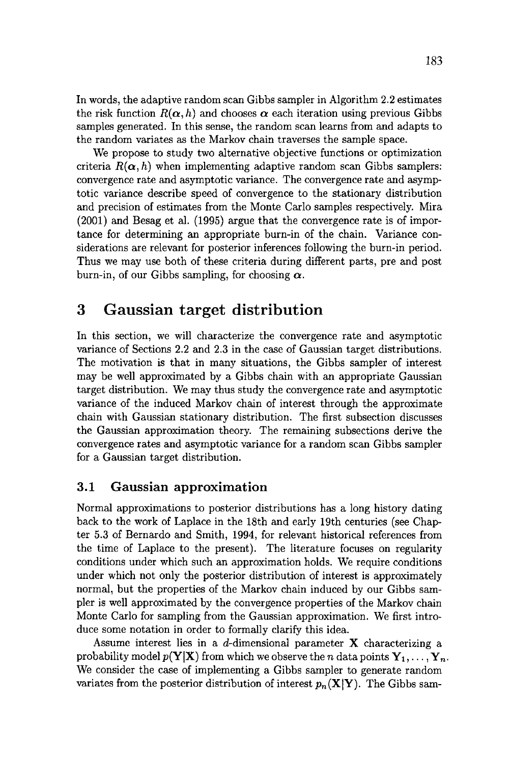In words, the adaptive random scan Gibbs sampler in Algorithm 2.2 estimates the risk function $R(\boldsymbol{\alpha}, h)$ and chooses $\boldsymbol{\alpha}$ each iteration using previous Gibbs samples generated. In this sense, the random scan learns from and adapts to the random variates as the Markov chain traverses the sample space.

We propose to study two alternative objective functions or optimization criteria $R(\boldsymbol{\alpha}, h)$ when implementing adaptive random scan Gibbs samplers: convergence rate and asymptotic variance. The convergence rate and asymptotic variance describe speed of convergence to the stationary distribution and precision of estimates from the Monte Carlo samples respectively. Mira (2001) and Besag et al. (1995) argue that the convergence rate is of importance for determining an appropriate burn-in of the chain. Variance considerations are relevant for posterior inferences following the burn-in period. Thus we may use both of these criteria during different parts, pre and post burn-in, of our Gibbs sampling, for choosing $\boldsymbol{\alpha}$.

# 3 Gaussian target distribution

In this section, we will characterize the convergence rate and asymptotic variance of Sections 2.2 and 2.3 in the case of Gaussian target distributions. The motivation is that in many situations, the Gibbs sampler of interest may be well approximated by a Gibbs chain with an appropriate Gaussian target distribution. We may thus study the convergence rate and asymptotic variance of the induced Markov chain of interest through the approximate chain with Gaussian stationary distribution. The first subsection discusses the Gaussian approximation theory. The remaining subsections derive the convergence rates and asymptotic variance for a random scan Gibbs sampler for a Gaussian target distribution.

## 3.1 Gaussian approximation

Normal approximations to posterior distributions has a long history dating back to the work of Laplace in the 18th and early 19th centuries (see Chapter 5.3 of Bernardo and Smith, 1994, for relevant historical references from the time of Laplace to the present). The literature focuses on regularity conditions under which such an approximation holds. We require conditions under which not only the posterior distribution of interest is approximately normal, but the properties of the Markov chain induced by our Gibbs sampler is well approximated by the convergence properties of the Markov chain Monte Carlo for sampling from the Gaussian approximation. We first introduce some notation in order to formally clarify this idea.

Assume interest lies in a $d$-dimensional parameter $\mathbf{X}$ characterizing a probability model $p(\mathbf{Y}|\mathbf{X})$ from which we observe the $n$ data points $\mathbf{Y}_1, \ldots, \mathbf{Y}_n$. We consider the case of implementing a Gibbs sampler to generate random variates from the posterior distribution of interest $p_n(\mathbf{X}|\mathbf{Y})$. The Gibbs sam-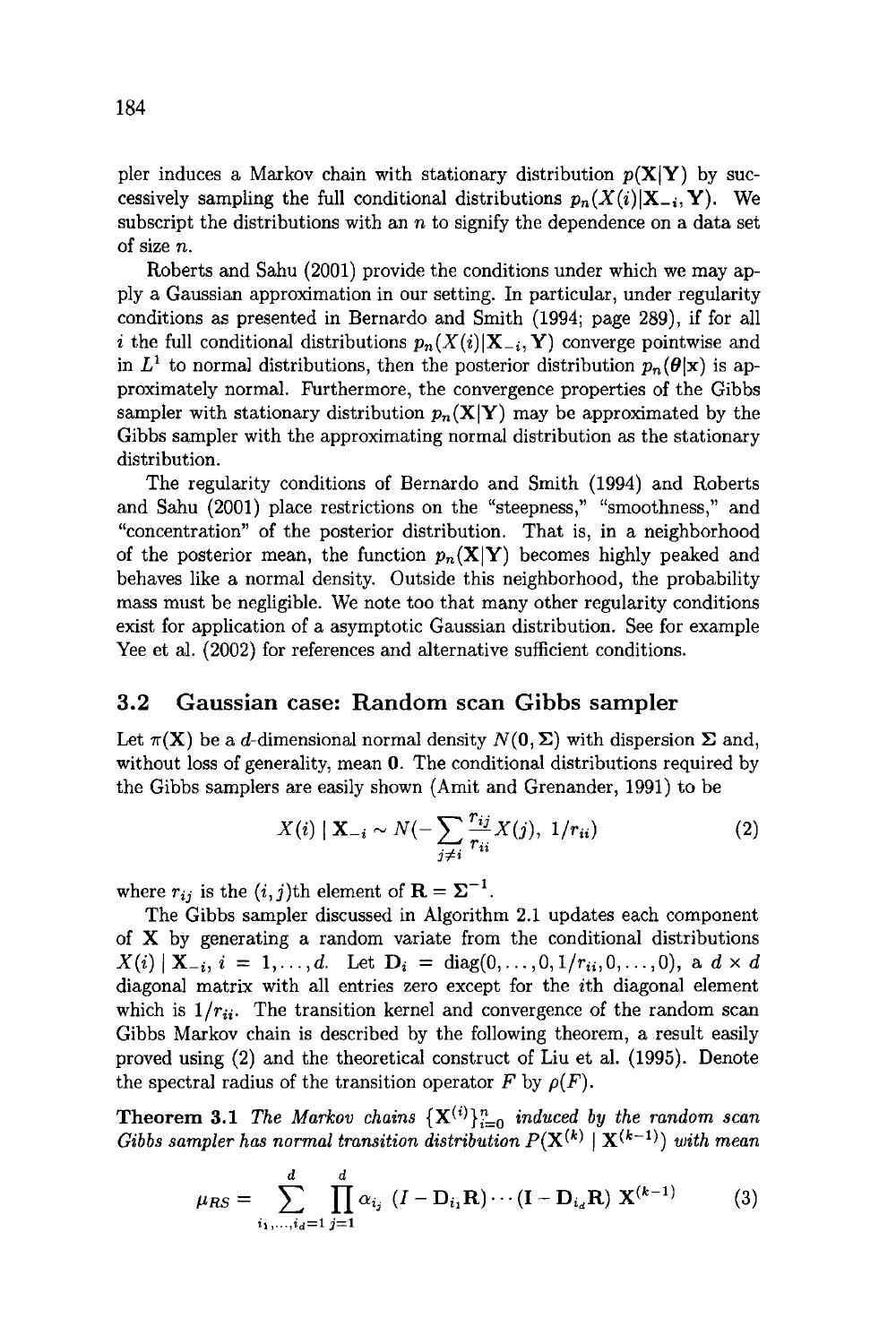pler induces a Markov chain with stationary distribution $p(\mathbf{X}|\mathbf{Y})$ by successively sampling the full conditional distributions $p_n(X(i)|\mathbf{X}_{-i}, \mathbf{Y})$. We subscript the distributions with an $n$ to signify the dependence on a data set of size $n$.

Roberts and Sahu (2001) provide the conditions under which we may apply a Gaussian approximation in our setting. In particular, under regularity conditions as presented in Bernardo and Smith (1994; page 289), if for all $i$ the full conditional distributions $p_n(X(i)|\mathbf{X}_{-i}, \mathbf{Y})$ converge pointwise and in $L^1$ to normal distributions, then the posterior distribution $p_n(\boldsymbol{\theta}|\mathbf{x})$ is approximately normal. Furthermore, the convergence properties of the Gibbs sampler with stationary distribution $p_n(\mathbf{X}|\mathbf{Y})$ may be approximated by the Gibbs sampler with the approximating normal distribution as the stationary distribution.

The regularity conditions of Bernardo and Smith (1994) and Roberts and Sahu (2001) place restrictions on the "steepness," "smoothness," and "concentration" of the posterior distribution. That is, in a neighborhood of the posterior mean, the function $p_n(\mathbf{X}|\mathbf{Y})$ becomes highly peaked and behaves like a normal density. Outside this neighborhood, the probability mass must be negligible. We note too that many other regularity conditions exist for application of a asymptotic Gaussian distribution. See for example Yee et al. (2002) for references and alternative sufficient conditions.

## 3.2 Gaussian case: Random scan Gibbs sampler

Let $\pi(\mathbf{X})$ be a $d$-dimensional normal density $N(\mathbf{0}, \boldsymbol{\Sigma})$ with dispersion $\boldsymbol{\Sigma}$ and, without loss of generality, mean $\mathbf{0}$. The conditional distributions required by the Gibbs samplers are easily shown (Amit and Grenander, 1991) to be

$$X(i) \mid \mathbf{X}_{-i} \sim N(-\sum_{j \neq i} \frac{r_{ij}}{r_{ii}} X(j),\ 1/r_{ii}) \tag{2}$$

where $r_{ij}$ is the $(i,j)$th element of $\mathbf{R} = \boldsymbol{\Sigma}^{-1}$.

The Gibbs sampler discussed in Algorithm 2.1 updates each component of $\mathbf{X}$ by generating a random variate from the conditional distributions $X(i) \mid \mathbf{X}_{-i}$, $i = 1, \ldots, d$. Let $\mathbf{D}_i = \text{diag}(0, \ldots, 0, 1/r_{ii}, 0, \ldots, 0)$, a $d \times d$ diagonal matrix with all entries zero except for the $i$th diagonal element which is $1/r_{ii}$. The transition kernel and convergence of the random scan Gibbs Markov chain is described by the following theorem, a result easily proved using (2) and the theoretical construct of Liu et al. (1995). Denote the spectral radius of the transition operator $F$ by $\rho(F)$.

**Theorem 3.1** *The Markov chains $\{\mathbf{X}^{(i)}\}_{i=0}^{n}$ induced by the random scan Gibbs sampler has normal transition distribution $P(\mathbf{X}^{(k)} \mid \mathbf{X}^{(k-1)})$ with mean*

$$\mu_{RS} = \sum_{i_1, \ldots, i_d = 1}^{d} \prod_{j=1}^{d} \alpha_{i_j}\ (I - \mathbf{D}_{i_1}\mathbf{R}) \cdots (\mathbf{I} - \mathbf{D}_{i_d}\mathbf{R})\ \mathbf{X}^{(k-1)} \tag{3}$$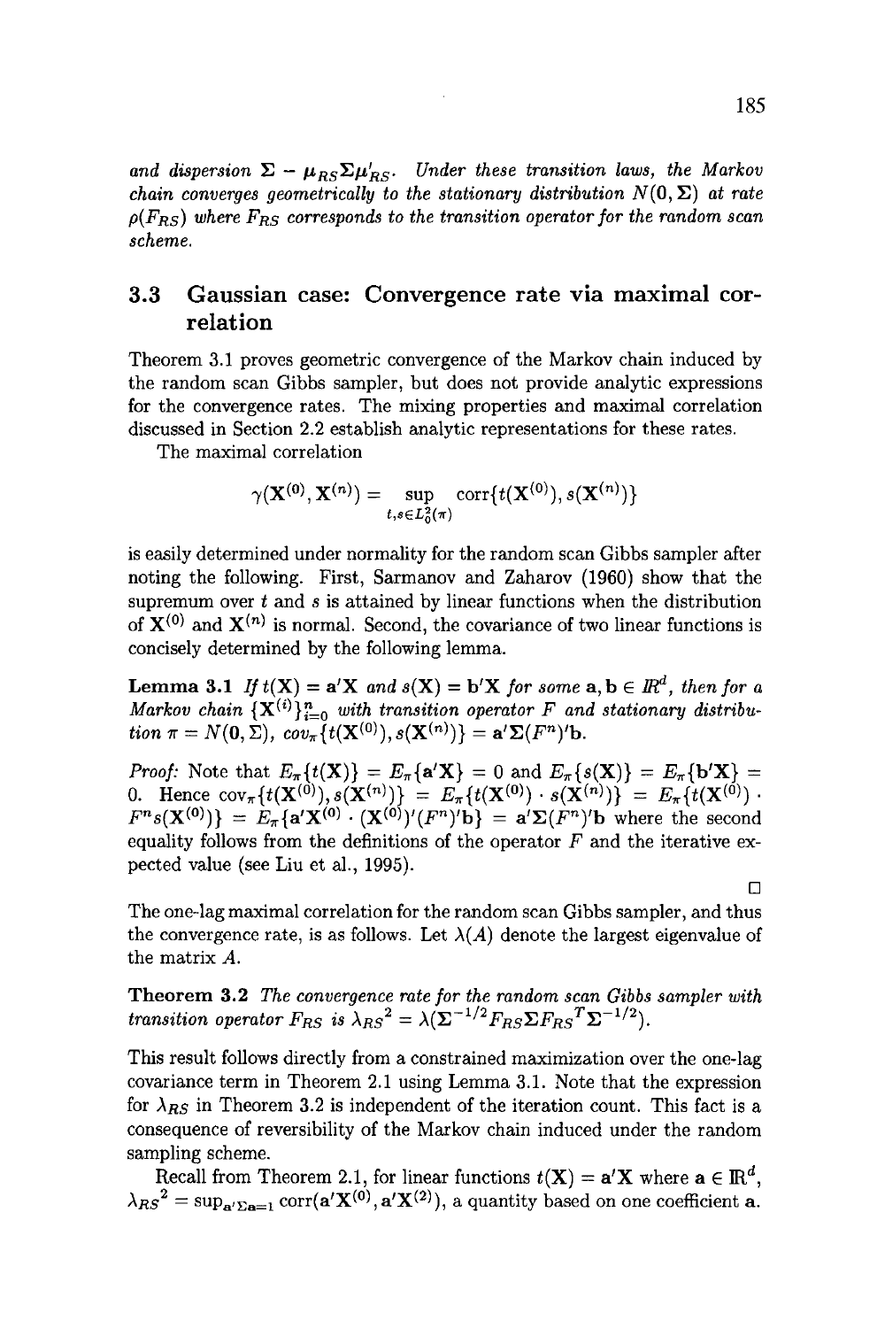*and dispersion* $\boldsymbol{\Sigma} - \boldsymbol{\mu}_{RS}\boldsymbol{\Sigma}\boldsymbol{\mu}'_{RS}$. *Under these transition laws, the Markov chain converges geometrically to the stationary distribution* $N(\mathbf{0}, \boldsymbol{\Sigma})$ *at rate* $\rho(F_{RS})$ *where* $F_{RS}$ *corresponds to the transition operator for the random scan scheme.*

## 3.3 Gaussian case: Convergence rate via maximal correlation

Theorem 3.1 proves geometric convergence of the Markov chain induced by the random scan Gibbs sampler, but does not provide analytic expressions for the convergence rates. The mixing properties and maximal correlation discussed in Section 2.2 establish analytic representations for these rates.

The maximal correlation

$$\gamma(\mathbf{X}^{(0)}, \mathbf{X}^{(n)}) = \sup_{t,s \in L_0^2(\pi)} \operatorname{corr}\{t(\mathbf{X}^{(0)}), s(\mathbf{X}^{(n)})\}$$

is easily determined under normality for the random scan Gibbs sampler after noting the following. First, Sarmanov and Zaharov (1960) show that the supremum over $t$ and $s$ is attained by linear functions when the distribution of $\mathbf{X}^{(0)}$ and $\mathbf{X}^{(n)}$ is normal. Second, the covariance of two linear functions is concisely determined by the following lemma.

**Lemma 3.1** *If* $t(\mathbf{X}) = \mathbf{a}'\mathbf{X}$ *and* $s(\mathbf{X}) = \mathbf{b}'\mathbf{X}$ *for some* $\mathbf{a}, \mathbf{b} \in I\!R^d$*, then for a Markov chain* $\{\mathbf{X}^{(i)}\}_{i=0}^{n}$ *with transition operator* $F$ *and stationary distribution* $\pi = N(\mathbf{0}, \boldsymbol{\Sigma})$*,* $cov_\pi\{t(\mathbf{X}^{(0)}), s(\mathbf{X}^{(n)})\} = \mathbf{a}'\boldsymbol{\Sigma}(F^n)'\mathbf{b}$.

*Proof:* Note that $E_\pi\{t(\mathbf{X})\} = E_\pi\{\mathbf{a}'\mathbf{X}\} = 0$ and $E_\pi\{s(\mathbf{X})\} = E_\pi\{\mathbf{b}'\mathbf{X}\} = 0$. Hence $\text{cov}_\pi\{t(\mathbf{X}^{(0)}), s(\mathbf{X}^{(n)})\} = E_\pi\{t(\mathbf{X}^{(0)}) \cdot s(\mathbf{X}^{(n)})\} = E_\pi\{t(\mathbf{X}^{(0)}) \cdot F^n s(\mathbf{X}^{(0)})\} = E_\pi\{\mathbf{a}'\mathbf{X}^{(0)} \cdot (\mathbf{X}^{(0)})'(F^n)'\mathbf{b}\} = \mathbf{a}'\boldsymbol{\Sigma}(F^n)'\mathbf{b}$ where the second equality follows from the definitions of the operator $F$ and the iterative expected value (see Liu et al., 1995).

□

The one-lag maximal correlation for the random scan Gibbs sampler, and thus the convergence rate, is as follows. Let $\lambda(A)$ denote the largest eigenvalue of the matrix $A$.

**Theorem 3.2** *The convergence rate for the random scan Gibbs sampler with transition operator* $F_{RS}$ *is* ${\lambda_{RS}}^2 = \lambda(\boldsymbol{\Sigma}^{-1/2} F_{RS} \boldsymbol{\Sigma} {F_{RS}}^T \boldsymbol{\Sigma}^{-1/2})$.

This result follows directly from a constrained maximization over the one-lag covariance term in Theorem 2.1 using Lemma 3.1. Note that the expression for $\lambda_{RS}$ in Theorem 3.2 is independent of the iteration count. This fact is a consequence of reversibility of the Markov chain induced under the random sampling scheme.

Recall from Theorem 2.1, for linear functions $t(\mathbf{X}) = \mathbf{a}'\mathbf{X}$ where $\mathbf{a} \in \mathbb{R}^d$, ${\lambda_{RS}}^2 = \sup_{\mathbf{a}'\boldsymbol{\Sigma}\mathbf{a}=1} \operatorname{corr}(\mathbf{a}'\mathbf{X}^{(0)}, \mathbf{a}'\mathbf{X}^{(2)})$, a quantity based on one coefficient $\mathbf{a}$.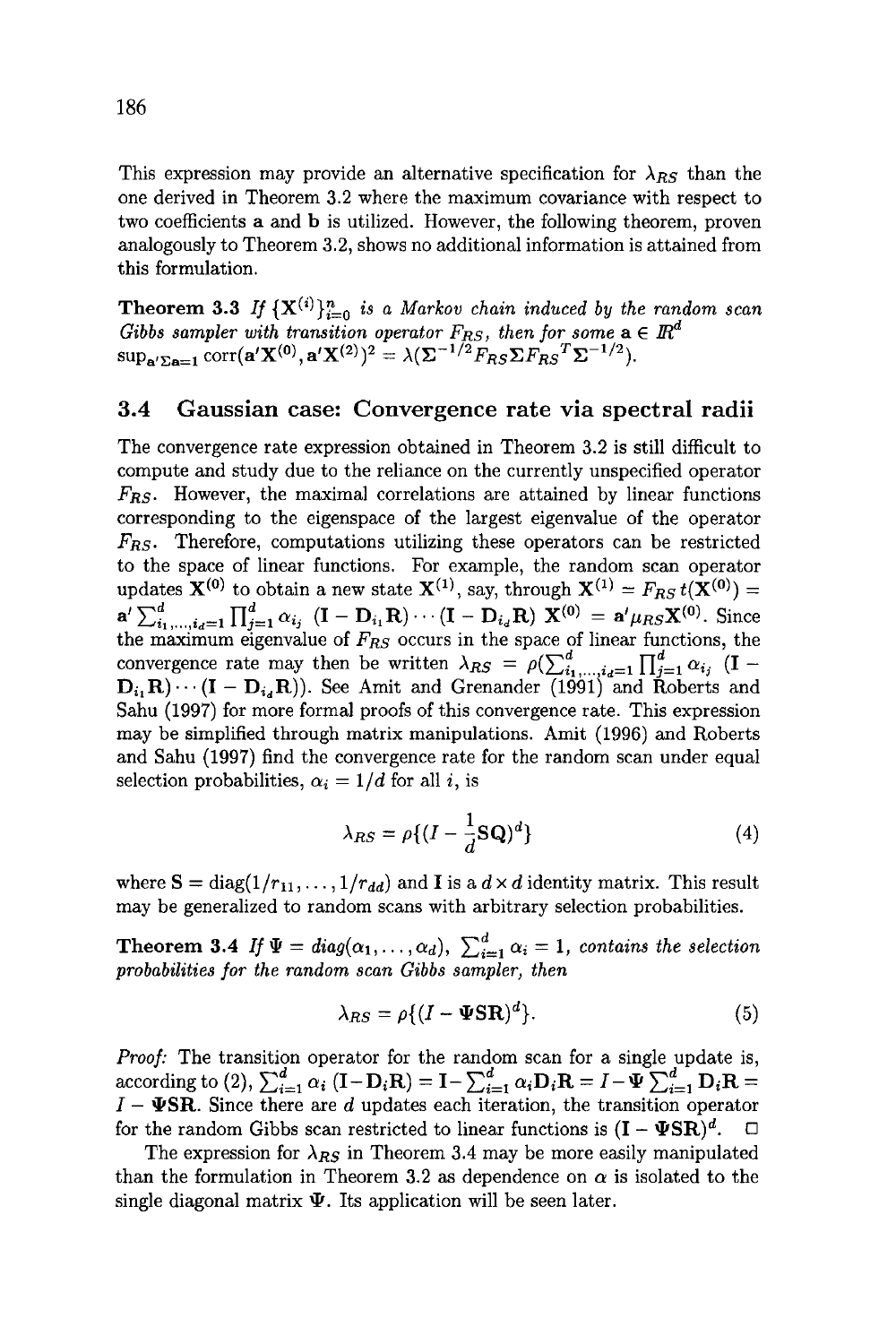This expression may provide an alternative specification for $\lambda_{RS}$ than the one derived in Theorem 3.2 where the maximum covariance with respect to two coefficients $\mathbf{a}$ and $\mathbf{b}$ is utilized. However, the following theorem, proven analogously to Theorem 3.2, shows no additional information is attained from this formulation.

**Theorem 3.3** *If $\{\mathbf{X}^{(i)}\}_{i=0}^{n}$ is a Markov chain induced by the random scan Gibbs sampler with transition operator $F_{RS}$, then for some $\mathbf{a} \in \mathbb{R}^d$* $\sup_{\mathbf{a}'\Sigma\mathbf{a}=1} \text{corr}(\mathbf{a}'\mathbf{X}^{(0)}, \mathbf{a}'\mathbf{X}^{(2)})^2 = \lambda(\Sigma^{-1/2} F_{RS} \Sigma F_{RS}{}^T \Sigma^{-1/2})$.

## 3.4 Gaussian case: Convergence rate via spectral radii

The convergence rate expression obtained in Theorem 3.2 is still difficult to compute and study due to the reliance on the currently unspecified operator $F_{RS}$. However, the maximal correlations are attained by linear functions corresponding to the eigenspace of the largest eigenvalue of the operator $F_{RS}$. Therefore, computations utilizing these operators can be restricted to the space of linear functions. For example, the random scan operator updates $\mathbf{X}^{(0)}$ to obtain a new state $\mathbf{X}^{(1)}$, say, through $\mathbf{X}^{(1)} = F_{RS}\, t(\mathbf{X}^{(0)}) = \mathbf{a}' \sum_{i_1,\ldots,i_d=1}^{d} \prod_{j=1}^{d} \alpha_{i_j}\ (\mathbf{I} - \mathbf{D}_{i_1}\mathbf{R}) \cdots (\mathbf{I} - \mathbf{D}_{i_d}\mathbf{R})\ \mathbf{X}^{(0)} = \mathbf{a}'\mu_{RS}\mathbf{X}^{(0)}$. Since the maximum eigenvalue of $F_{RS}$ occurs in the space of linear functions, the convergence rate may then be written $\lambda_{RS} = \rho(\sum_{i_1,\ldots,i_d=1}^{d} \prod_{j=1}^{d} \alpha_{i_j}\ (\mathbf{I} - \mathbf{D}_{i_1}\mathbf{R}) \cdots (\mathbf{I} - \mathbf{D}_{i_d}\mathbf{R}))$. See Amit and Grenander (1991) and Roberts and Sahu (1997) for more formal proofs of this convergence rate. This expression may be simplified through matrix manipulations. Amit (1996) and Roberts and Sahu (1997) find the convergence rate for the random scan under equal selection probabilities, $\alpha_i = 1/d$ for all $i$, is

$$\lambda_{RS} = \rho\{(I - \frac{1}{d}\mathbf{S}\mathbf{Q})^d\} \tag{4}$$

where $\mathbf{S} = \text{diag}(1/r_{11}, \ldots, 1/r_{dd})$ and $\mathbf{I}$ is a $d \times d$ identity matrix. This result may be generalized to random scans with arbitrary selection probabilities.

**Theorem 3.4** *If $\Psi = \text{diag}(\alpha_1, \ldots, \alpha_d)$, $\sum_{i=1}^{d} \alpha_i = 1$, contains the selection probabilities for the random scan Gibbs sampler, then*

$$\lambda_{RS} = \rho\{(I - \Psi\mathbf{S}\mathbf{R})^d\}. \tag{5}$$

*Proof:* The transition operator for the random scan for a single update is, according to (2), $\sum_{i=1}^{d} \alpha_i\,(\mathbf{I} - \mathbf{D}_i\mathbf{R}) = \mathbf{I} - \sum_{i=1}^{d} \alpha_i \mathbf{D}_i \mathbf{R} = I - \Psi \sum_{i=1}^{d} \mathbf{D}_i \mathbf{R} = I - \Psi\mathbf{S}\mathbf{R}$. Since there are $d$ updates each iteration, the transition operator for the random Gibbs scan restricted to linear functions is $(\mathbf{I} - \Psi\mathbf{S}\mathbf{R})^d$. □

The expression for $\lambda_{RS}$ in Theorem 3.4 may be more easily manipulated than the formulation in Theorem 3.2 as dependence on $\alpha$ is isolated to the single diagonal matrix $\Psi$. Its application will be seen later.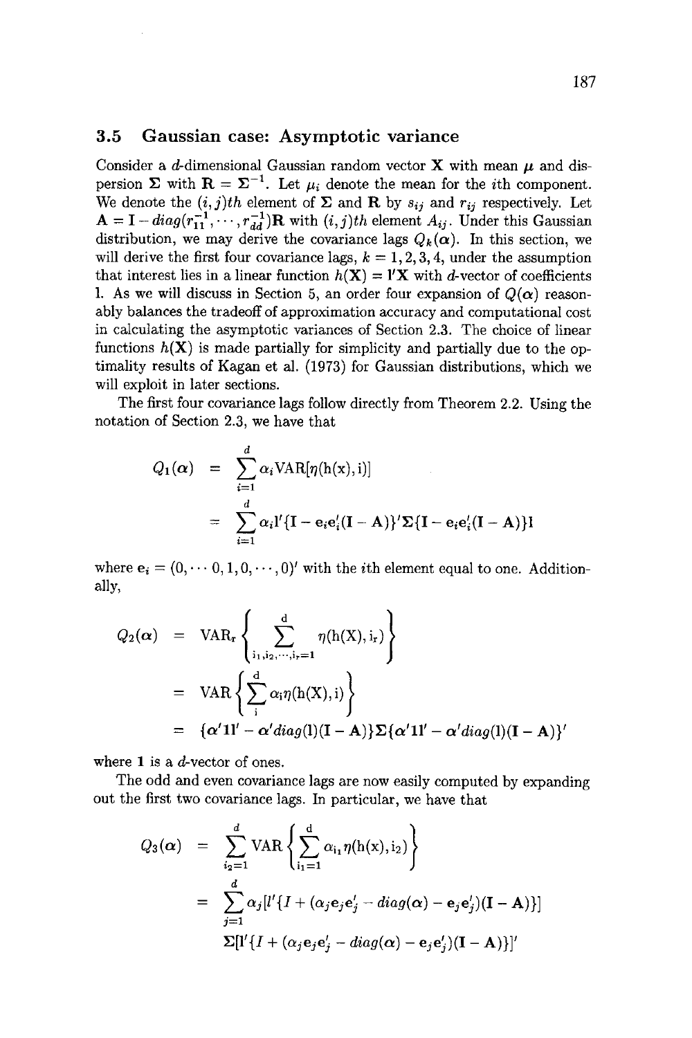## 3.5 Gaussian case: Asymptotic variance

Consider a $d$-dimensional Gaussian random vector $\mathbf{X}$ with mean $\boldsymbol{\mu}$ and dispersion $\boldsymbol{\Sigma}$ with $\mathbf{R} = \boldsymbol{\Sigma}^{-1}$. Let $\mu_i$ denote the mean for the $i$th component. We denote the $(i,j)th$ element of $\boldsymbol{\Sigma}$ and $\mathbf{R}$ by $s_{ij}$ and $r_{ij}$ respectively. Let $\mathbf{A} = \mathbf{I} - diag(r_{11}^{-1}, \cdots, r_{dd}^{-1})\mathbf{R}$ with $(i,j)th$ element $A_{ij}$. Under this Gaussian distribution, we may derive the covariance lags $Q_k(\boldsymbol{\alpha})$. In this section, we will derive the first four covariance lags, $k = 1, 2, 3, 4$, under the assumption that interest lies in a linear function $h(\mathbf{X}) = \mathbf{l}'\mathbf{X}$ with $d$-vector of coefficients $\mathbf{l}$. As we will discuss in Section 5, an order four expansion of $Q(\boldsymbol{\alpha})$ reasonably balances the tradeoff of approximation accuracy and computational cost in calculating the asymptotic variances of Section 2.3. The choice of linear functions $h(\mathbf{X})$ is made partially for simplicity and partially due to the optimality results of Kagan et al. (1973) for Gaussian distributions, which we will exploit in later sections.

The first four covariance lags follow directly from Theorem 2.2. Using the notation of Section 2.3, we have that

$$
\begin{aligned}
Q_1(\boldsymbol{\alpha}) &= \sum_{i=1}^{d} \alpha_i \text{VAR}[\eta(\text{h}(\text{x}), \text{i})] \\
&= \sum_{i=1}^{d} \alpha_i \mathbf{l}'\{\mathbf{I} - \mathbf{e}_i\mathbf{e}_i'(\mathbf{I} - \mathbf{A})\}'\boldsymbol{\Sigma}\{\mathbf{I} - \mathbf{e}_i\mathbf{e}_i'(\mathbf{I} - \mathbf{A})\}\mathbf{l}
\end{aligned}
$$

where $\mathbf{e}_i = (0, \cdots 0, 1, 0, \cdots, 0)'$ with the $i$th element equal to one. Additionally,

$$
\begin{aligned}
Q_2(\boldsymbol{\alpha}) &= \text{VAR}_\text{r}\left\{ \sum_{\text{i}_1, \text{i}_2, \cdots, \text{i}_\text{r}=1}^{\text{d}} \eta(\text{h}(\text{X}), \text{i}_\text{r}) \right\} \\
&= \text{VAR}\left\{ \sum_{\text{i}}^{\text{d}} \alpha_\text{i} \eta(\text{h}(\text{X}), \text{i}) \right\} \\
&= \{\boldsymbol{\alpha}'\mathbf{1}\mathbf{l}' - \boldsymbol{\alpha}' diag(\mathbf{l})(\mathbf{I} - \mathbf{A})\}\boldsymbol{\Sigma}\{\boldsymbol{\alpha}'\mathbf{1}\mathbf{l}' - \boldsymbol{\alpha}' diag(\mathbf{l})(\mathbf{I} - \mathbf{A})\}'
\end{aligned}
$$

where $\mathbf{1}$ is a $d$-vector of ones.

The odd and even covariance lags are now easily computed by expanding out the first two covariance lags. In particular, we have that

$$
\begin{aligned}
Q_3(\boldsymbol{\alpha}) &= \sum_{i_2=1}^{d} \text{VAR}\left\{ \sum_{\text{i}_1=1}^{\text{d}} \alpha_{\text{i}_1} \eta(\text{h}(\text{x}), \text{i}_2) \right\} \\
&= \sum_{j=1}^{d} \alpha_j [l'\{I + (\alpha_j \mathbf{e}_j \mathbf{e}_j' - diag(\boldsymbol{\alpha}) - \mathbf{e}_j\mathbf{e}_j')(\mathbf{I} - \mathbf{A})\}] \\
&\quad \boldsymbol{\Sigma}[\mathbf{l}'\{I + (\alpha_j \mathbf{e}_j \mathbf{e}_j' - diag(\boldsymbol{\alpha}) - \mathbf{e}_j\mathbf{e}_j')(\mathbf{I} - \mathbf{A})\}]'
\end{aligned}
$$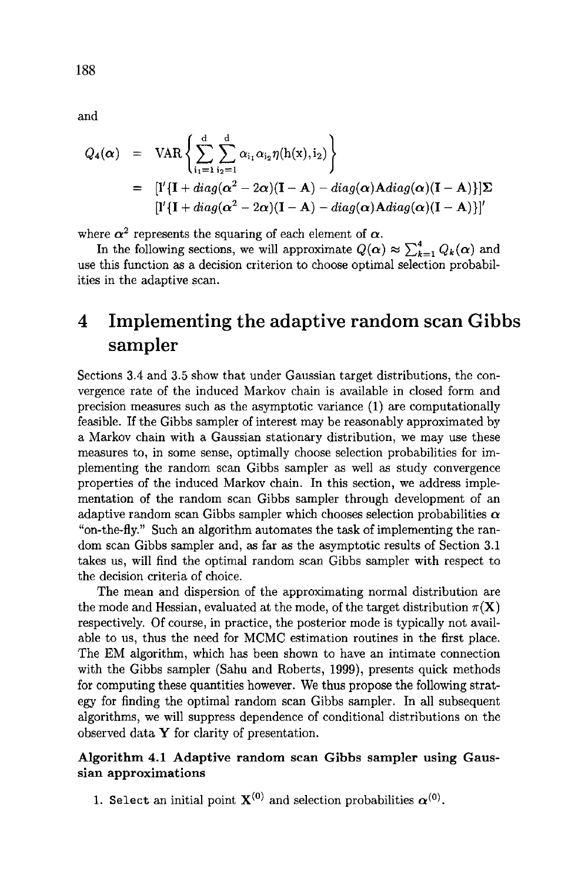and

$$
\begin{aligned}
Q_4(\boldsymbol{\alpha}) &= \mathrm{VAR}\left\{\sum_{\mathrm{i}_1=1}^{\mathrm{d}}\sum_{\mathrm{i}_2=1}^{\mathrm{d}} \alpha_{\mathrm{i}_1}\alpha_{\mathrm{i}_2}\eta(\mathrm{h}(\mathrm{x}),\mathrm{i}_2)\right\} \\
&= [\mathbf{1}'\{\mathbf{I} + diag(\boldsymbol{\alpha}^2 - 2\boldsymbol{\alpha})(\mathbf{I}-\mathbf{A}) - diag(\boldsymbol{\alpha})\mathbf{A}diag(\boldsymbol{\alpha})(\mathbf{I}-\mathbf{A})\}]\boldsymbol{\Sigma} \\
&\quad [\mathbf{1}'\{\mathbf{I} + diag(\boldsymbol{\alpha}^2 - 2\boldsymbol{\alpha})(\mathbf{I}-\mathbf{A}) - diag(\boldsymbol{\alpha})\mathbf{A}diag(\boldsymbol{\alpha})(\mathbf{I}-\mathbf{A})\}]'
\end{aligned}
$$

where $\boldsymbol{\alpha}^2$ represents the squaring of each element of $\boldsymbol{\alpha}$.

In the following sections, we will approximate $Q(\boldsymbol{\alpha}) \approx \sum_{k=1}^{4} Q_k(\boldsymbol{\alpha})$ and use this function as a decision criterion to choose optimal selection probabilities in the adaptive scan.

# 4 Implementing the adaptive random scan Gibbs sampler

Sections 3.4 and 3.5 show that under Gaussian target distributions, the convergence rate of the induced Markov chain is available in closed form and precision measures such as the asymptotic variance (1) are computationally feasible. If the Gibbs sampler of interest may be reasonably approximated by a Markov chain with a Gaussian stationary distribution, we may use these measures to, in some sense, optimally choose selection probabilities for implementing the random scan Gibbs sampler as well as study convergence properties of the induced Markov chain. In this section, we address implementation of the random scan Gibbs sampler through development of an adaptive random scan Gibbs sampler which chooses selection probabilities $\boldsymbol{\alpha}$ "on-the-fly." Such an algorithm automates the task of implementing the random scan Gibbs sampler and, as far as the asymptotic results of Section 3.1 takes us, will find the optimal random scan Gibbs sampler with respect to the decision criteria of choice.

The mean and dispersion of the approximating normal distribution are the mode and Hessian, evaluated at the mode, of the target distribution $\pi(\mathbf{X})$ respectively. Of course, in practice, the posterior mode is typically not available to us, thus the need for MCMC estimation routines in the first place. The EM algorithm, which has been shown to have an intimate connection with the Gibbs sampler (Sahu and Roberts, 1999), presents quick methods for computing these quantities however. We thus propose the following strategy for finding the optimal random scan Gibbs sampler. In all subsequent algorithms, we will suppress dependence of conditional distributions on the observed data $\mathbf{Y}$ for clarity of presentation.

**Algorithm 4.1 Adaptive random scan Gibbs sampler using Gaussian approximations**

1. Select an initial point $\mathbf{X}^{(0)}$ and selection probabilities $\boldsymbol{\alpha}^{(0)}$.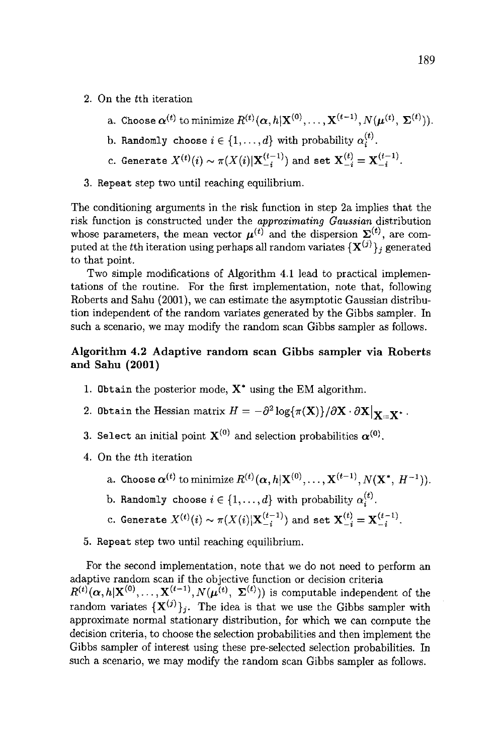2. On the $t$th iteration

   a. Choose $\boldsymbol{\alpha}^{(t)}$ to minimize $R^{(t)}(\boldsymbol{\alpha}, h|\mathbf{X}^{(0)}, \ldots, \mathbf{X}^{(t-1)}, N(\boldsymbol{\mu}^{(t)}, \boldsymbol{\Sigma}^{(t)}))$.

   b. Randomly choose $i \in \{1, \ldots, d\}$ with probability $\alpha_i^{(t)}$.

   c. Generate $X^{(t)}(i) \sim \pi(X(i)|\mathbf{X}_{-i}^{(t-1)})$ and set $\mathbf{X}_{-i}^{(t)} = \mathbf{X}_{-i}^{(t-1)}$.

3. Repeat step two until reaching equilibrium.

The conditioning arguments in the risk function in step 2a implies that the risk function is constructed under the *approximating Gaussian* distribution whose parameters, the mean vector $\boldsymbol{\mu}^{(t)}$ and the dispersion $\boldsymbol{\Sigma}^{(t)}$, are computed at the $t$th iteration using perhaps all random variates $\{\mathbf{X}^{(j)}\}_j$ generated to that point.

Two simple modifications of Algorithm 4.1 lead to practical implementations of the routine. For the first implementation, note that, following Roberts and Sahu (2001), we can estimate the asymptotic Gaussian distribution independent of the random variates generated by the Gibbs sampler. In such a scenario, we may modify the random scan Gibbs sampler as follows.

### Algorithm 4.2 Adaptive random scan Gibbs sampler via Roberts and Sahu (2001)

1. Obtain the posterior mode, $\mathbf{X}^*$ using the EM algorithm.

2. Obtain the Hessian matrix $H = -\partial^2 \log\{\pi(\mathbf{X})\}/\partial\mathbf{X} \cdot \partial\mathbf{X}|_{\mathbf{X}=\mathbf{X}^*}$.

3. Select an initial point $\mathbf{X}^{(0)}$ and selection probabilities $\boldsymbol{\alpha}^{(0)}$.

4. On the $t$th iteration

   a. Choose $\boldsymbol{\alpha}^{(t)}$ to minimize $R^{(t)}(\boldsymbol{\alpha}, h|\mathbf{X}^{(0)}, \ldots, \mathbf{X}^{(t-1)}, N(\mathbf{X}^*, H^{-1}))$.

   b. Randomly choose $i \in \{1, \ldots, d\}$ with probability $\alpha_i^{(t)}$.

   c. Generate $X^{(t)}(i) \sim \pi(X(i)|\mathbf{X}_{-i}^{(t-1)})$ and set $\mathbf{X}_{-i}^{(t)} = \mathbf{X}_{-i}^{(t-1)}$.

5. Repeat step two until reaching equilibrium.

For the second implementation, note that we do not need to perform an adaptive random scan if the objective function or decision criteria $R^{(t)}(\boldsymbol{\alpha}, h|\mathbf{X}^{(0)}, \ldots, \mathbf{X}^{(t-1)}, N(\boldsymbol{\mu}^{(t)}, \boldsymbol{\Sigma}^{(t)}))$ is computable independent of the random variates $\{\mathbf{X}^{(j)}\}_j$. The idea is that we use the Gibbs sampler with approximate normal stationary distribution, for which we can compute the decision criteria, to choose the selection probabilities and then implement the Gibbs sampler of interest using these pre-selected selection probabilities. In such a scenario, we may modify the random scan Gibbs sampler as follows.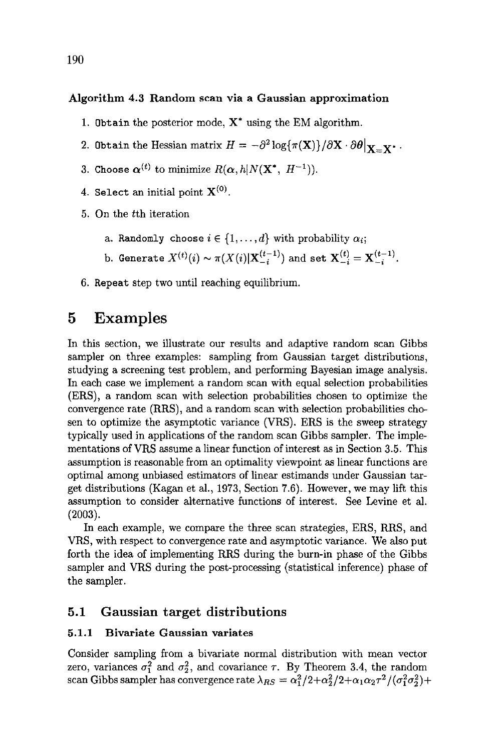**Algorithm 4.3 Random scan via a Gaussian approximation**

1. Obtain the posterior mode, $\mathbf{X}^*$ using the EM algorithm.
2. Obtain the Hessian matrix $H = -\partial^2 \log\{\pi(\mathbf{X})\}/\partial \mathbf{X} \cdot \partial \theta|_{\mathbf{X}=\mathbf{X}^*}$.
3. Choose $\boldsymbol{\alpha}^{(t)}$ to minimize $R(\boldsymbol{\alpha}, h|N(\mathbf{X}^*, H^{-1}))$.
4. Select an initial point $\mathbf{X}^{(0)}$.
5. On the $t$th iteration
   a. Randomly choose $i \in \{1, \ldots, d\}$ with probability $\alpha_i$;
   b. Generate $X^{(t)}(i) \sim \pi(X(i)|\mathbf{X}_{-i}^{(t-1)})$ and set $\mathbf{X}_{-i}^{(t)} = \mathbf{X}_{-i}^{(t-1)}$.
6. Repeat step two until reaching equilibrium.

# 5 Examples

In this section, we illustrate our results and adaptive random scan Gibbs sampler on three examples: sampling from Gaussian target distributions, studying a screening test problem, and performing Bayesian image analysis. In each case we implement a random scan with equal selection probabilities (ERS), a random scan with selection probabilities chosen to optimize the convergence rate (RRS), and a random scan with selection probabilities chosen to optimize the asymptotic variance (VRS). ERS is the sweep strategy typically used in applications of the random scan Gibbs sampler. The implementations of VRS assume a linear function of interest as in Section 3.5. This assumption is reasonable from an optimality viewpoint as linear functions are optimal among unbiased estimators of linear estimands under Gaussian target distributions (Kagan et al., 1973, Section 7.6). However, we may lift this assumption to consider alternative functions of interest. See Levine et al. (2003).

In each example, we compare the three scan strategies, ERS, RRS, and VRS, with respect to convergence rate and asymptotic variance. We also put forth the idea of implementing RRS during the burn-in phase of the Gibbs sampler and VRS during the post-processing (statistical inference) phase of the sampler.

## 5.1 Gaussian target distributions

### 5.1.1 Bivariate Gaussian variates

Consider sampling from a bivariate normal distribution with mean vector zero, variances $\sigma_1^2$ and $\sigma_2^2$, and covariance $\tau$. By Theorem 3.4, the random scan Gibbs sampler has convergence rate $\lambda_{RS} = \alpha_1^2/2 + \alpha_2^2/2 + \alpha_1\alpha_2\tau^2/(\sigma_1^2\sigma_2^2) +$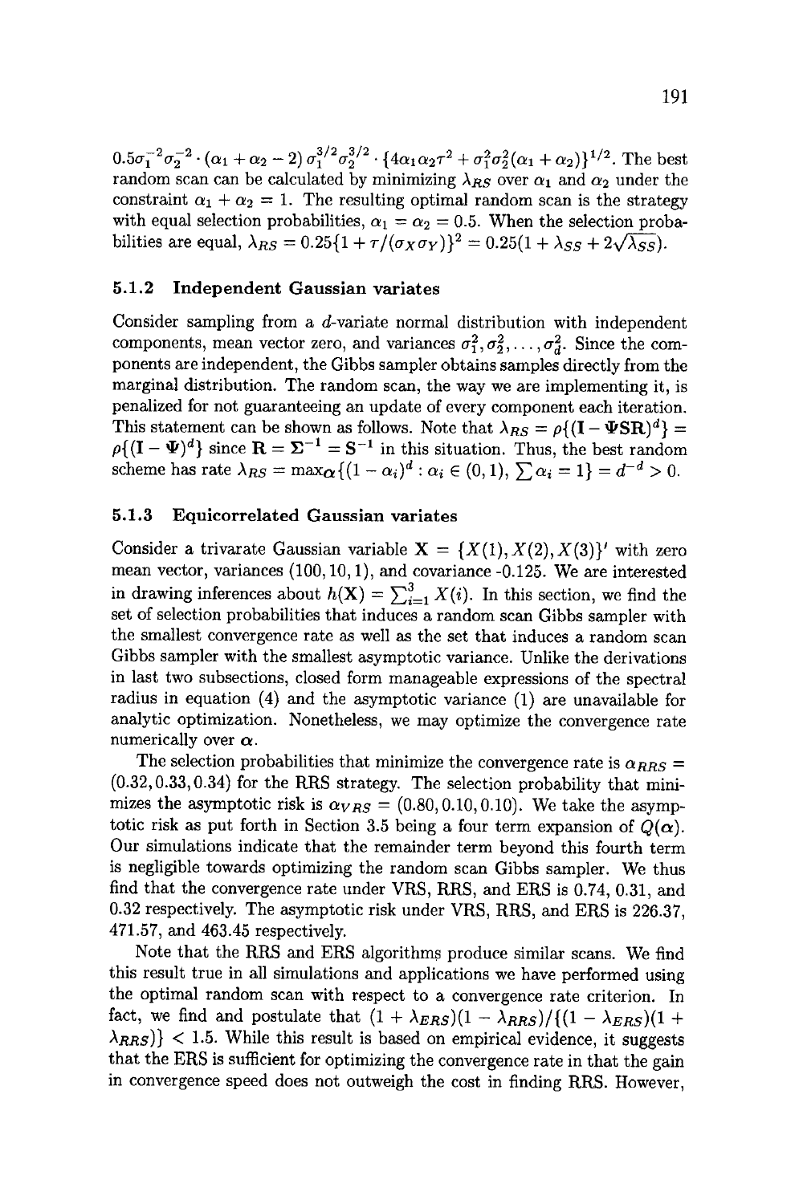$0.5\sigma_1^{-2}\sigma_2^{-2} \cdot (\alpha_1 + \alpha_2 - 2)\, \sigma_1^{3/2}\sigma_2^{3/2} \cdot \{4\alpha_1\alpha_2\tau^2 + \sigma_1^2\sigma_2^2(\alpha_1 + \alpha_2)\}^{1/2}$. The best random scan can be calculated by minimizing $\lambda_{RS}$ over $\alpha_1$ and $\alpha_2$ under the constraint $\alpha_1 + \alpha_2 = 1$. The resulting optimal random scan is the strategy with equal selection probabilities, $\alpha_1 = \alpha_2 = 0.5$. When the selection probabilities are equal, $\lambda_{RS} = 0.25\{1 + \tau/(\sigma_X\sigma_Y)\}^2 = 0.25(1 + \lambda_{SS} + 2\sqrt{\lambda_{SS}})$.

### 5.1.2 Independent Gaussian variates

Consider sampling from a $d$-variate normal distribution with independent components, mean vector zero, and variances $\sigma_1^2, \sigma_2^2, \ldots, \sigma_d^2$. Since the components are independent, the Gibbs sampler obtains samples directly from the marginal distribution. The random scan, the way we are implementing it, is penalized for not guaranteeing an update of every component each iteration. This statement can be shown as follows. Note that $\lambda_{RS} = \rho\{(\mathbf{I} - \mathbf{\Psi}\mathbf{S}\mathbf{R})^d\} = \rho\{(\mathbf{I} - \mathbf{\Psi})^d\}$ since $\mathbf{R} = \mathbf{\Sigma}^{-1} = \mathbf{S}^{-1}$ in this situation. Thus, the best random scheme has rate $\lambda_{RS} = \max_{\boldsymbol{\alpha}}\{(1 - \alpha_i)^d : \alpha_i \in (0,1),\ \sum \alpha_i = 1\} = d^{-d} > 0$.

### 5.1.3 Equicorrelated Gaussian variates

Consider a trivarate Gaussian variable $\mathbf{X} = \{X(1), X(2), X(3)\}'$ with zero mean vector, variances $(100, 10, 1)$, and covariance -0.125. We are interested in drawing inferences about $h(\mathbf{X}) = \sum_{i=1}^{3} X(i)$. In this section, we find the set of selection probabilities that induces a random scan Gibbs sampler with the smallest convergence rate as well as the set that induces a random scan Gibbs sampler with the smallest asymptotic variance. Unlike the derivations in last two subsections, closed form manageable expressions of the spectral radius in equation (4) and the asymptotic variance (1) are unavailable for analytic optimization. Nonetheless, we may optimize the convergence rate numerically over $\boldsymbol{\alpha}$.

The selection probabilities that minimize the convergence rate is $\alpha_{RRS} = (0.32, 0.33, 0.34)$ for the RRS strategy. The selection probability that minimizes the asymptotic risk is $\alpha_{VRS} = (0.80, 0.10, 0.10)$. We take the asymptotic risk as put forth in Section 3.5 being a four term expansion of $Q(\boldsymbol{\alpha})$. Our simulations indicate that the remainder term beyond this fourth term is negligible towards optimizing the random scan Gibbs sampler. We thus find that the convergence rate under VRS, RRS, and ERS is 0.74, 0.31, and 0.32 respectively. The asymptotic risk under VRS, RRS, and ERS is 226.37, 471.57, and 463.45 respectively.

Note that the RRS and ERS algorithms produce similar scans. We find this result true in all simulations and applications we have performed using the optimal random scan with respect to a convergence rate criterion. In fact, we find and postulate that $(1 + \lambda_{ERS})(1 - \lambda_{RRS})/\{(1 - \lambda_{ERS})(1 + \lambda_{RRS})\} < 1.5$. While this result is based on empirical evidence, it suggests that the ERS is sufficient for optimizing the convergence rate in that the gain in convergence speed does not outweigh the cost in finding RRS. However,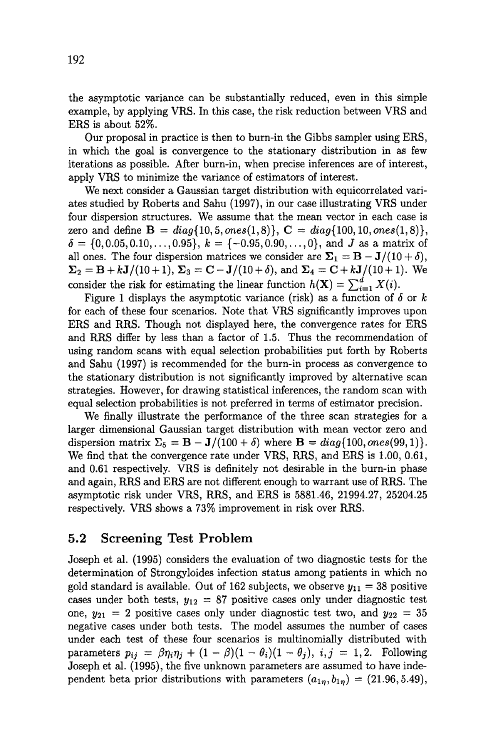the asymptotic variance can be substantially reduced, even in this simple example, by applying VRS. In this case, the risk reduction between VRS and ERS is about 52%.

Our proposal in practice is then to burn-in the Gibbs sampler using ERS, in which the goal is convergence to the stationary distribution in as few iterations as possible. After burn-in, when precise inferences are of interest, apply VRS to minimize the variance of estimators of interest.

We next consider a Gaussian target distribution with equicorrelated variates studied by Roberts and Sahu (1997), in our case illustrating VRS under four dispersion structures. We assume that the mean vector in each case is zero and define $\mathbf{B} = diag\{10, 5, ones(1, 8)\}$, $\mathbf{C} = diag\{100, 10, ones(1, 8)\}$, $\delta = \{0, 0.05, 0.10, \ldots, 0.95\}$, $k = \{-0.95, 0.90, \ldots, 0\}$, and $J$ as a matrix of all ones. The four dispersion matrices we consider are $\mathbf{\Sigma}_1 = \mathbf{B} - \mathbf{J}/(10 + \delta)$, $\mathbf{\Sigma}_2 = \mathbf{B} + k\mathbf{J}/(10 + 1)$, $\mathbf{\Sigma}_3 = \mathbf{C} - \mathbf{J}/(10 + \delta)$, and $\mathbf{\Sigma}_4 = \mathbf{C} + k\mathbf{J}/(10 + 1)$. We consider the risk for estimating the linear function $h(\mathbf{X}) = \sum_{i=1}^{d} X(i)$.

Figure 1 displays the asymptotic variance (risk) as a function of $\delta$ or $k$ for each of these four scenarios. Note that VRS significantly improves upon ERS and RRS. Though not displayed here, the convergence rates for ERS and RRS differ by less than a factor of 1.5. Thus the recommendation of using random scans with equal selection probabilities put forth by Roberts and Sahu (1997) is recommended for the burn-in process as convergence to the stationary distribution is not significantly improved by alternative scan strategies. However, for drawing statistical inferences, the random scan with equal selection probabilities is not preferred in terms of estimator precision.

We finally illustrate the performance of the three scan strategies for a larger dimensional Gaussian target distribution with mean vector zero and dispersion matrix $\Sigma_5 = \mathbf{B} - \mathbf{J}/(100 + \delta)$ where $\mathbf{B} = diag\{100, ones(99, 1)\}$. We find that the convergence rate under VRS, RRS, and ERS is 1.00, 0.61, and 0.61 respectively. VRS is definitely not desirable in the burn-in phase and again, RRS and ERS are not different enough to warrant use of RRS. The asymptotic risk under VRS, RRS, and ERS is 5881.46, 21994.27, 25204.25 respectively. VRS shows a 73% improvement in risk over RRS.

## 5.2 Screening Test Problem

Joseph et al. (1995) considers the evaluation of two diagnostic tests for the determination of Strongyloides infection status among patients in which no gold standard is available. Out of 162 subjects, we observe $y_{11} = 38$ positive cases under both tests, $y_{12} = 87$ positive cases only under diagnostic test one, $y_{21} = 2$ positive cases only under diagnostic test two, and $y_{22} = 35$ negative cases under both tests. The model assumes the number of cases under each test of these four scenarios is multinomially distributed with parameters $p_{ij} = \beta\eta_i\eta_j + (1 - \beta)(1 - \theta_i)(1 - \theta_j)$, $i, j = 1, 2$. Following Joseph et al. (1995), the five unknown parameters are assumed to have independent beta prior distributions with parameters $(a_{1\eta}, b_{1\eta}) = (21.96, 5.49)$,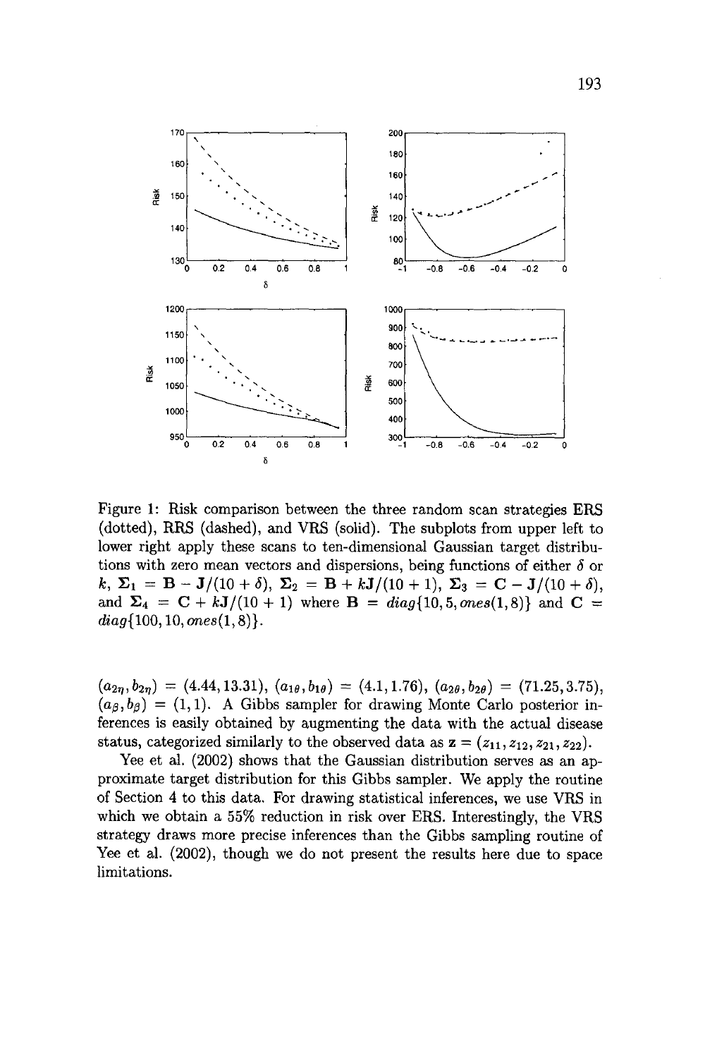Figure 1: Risk comparison between the three random scan strategies ERS (dotted), RRS (dashed), and VRS (solid). The subplots from upper left to lower right apply these scans to ten-dimensional Gaussian target distributions with zero mean vectors and dispersions, being functions of either $\delta$ or $k$, $\mathbf{\Sigma}_1 = \mathbf{B} - \mathbf{J}/(10+\delta)$, $\mathbf{\Sigma}_2 = \mathbf{B} + k\mathbf{J}/(10+1)$, $\mathbf{\Sigma}_3 = \mathbf{C} - \mathbf{J}/(10+\delta)$, and $\mathbf{\Sigma}_4 = \mathbf{C} + k\mathbf{J}/(10+1)$ where $\mathbf{B} = diag\{10, 5, ones(1,8)\}$ and $\mathbf{C} = diag\{100, 10, ones(1,8)\}$.

$(a_{2\eta}, b_{2\eta}) = (4.44, 13.31)$, $(a_{1\theta}, b_{1\theta}) = (4.1, 1.76)$, $(a_{2\theta}, b_{2\theta}) = (71.25, 3.75)$, $(a_\beta, b_\beta) = (1, 1)$. A Gibbs sampler for drawing Monte Carlo posterior inferences is easily obtained by augmenting the data with the actual disease status, categorized similarly to the observed data as $\mathbf{z} = (z_{11}, z_{12}, z_{21}, z_{22})$.

Yee et al. (2002) shows that the Gaussian distribution serves as an approximate target distribution for this Gibbs sampler. We apply the routine of Section 4 to this data. For drawing statistical inferences, we use VRS in which we obtain a 55% reduction in risk over ERS. Interestingly, the VRS strategy draws more precise inferences than the Gibbs sampling routine of Yee et al. (2002), though we do not present the results here due to space limitations.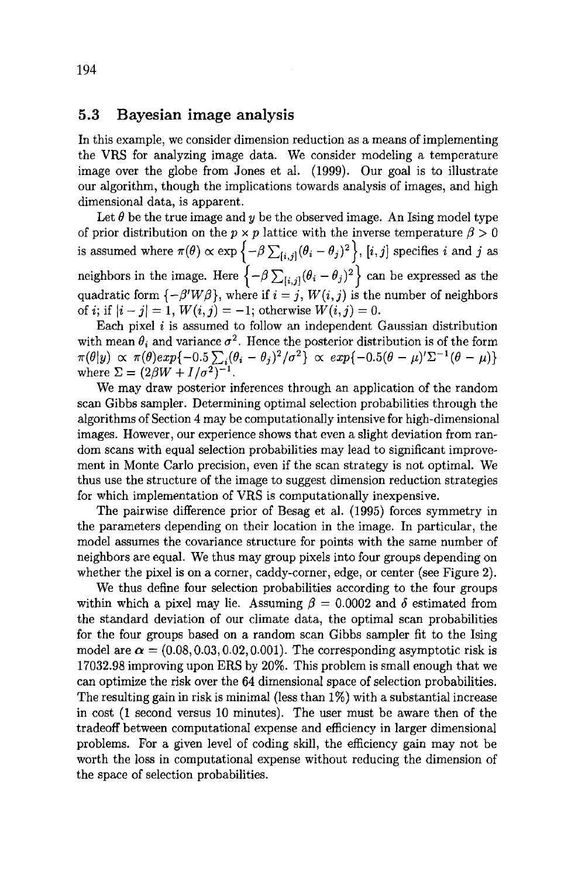## 5.3 Bayesian image analysis

In this example, we consider dimension reduction as a means of implementing the VRS for analyzing image data. We consider modeling a temperature image over the globe from Jones et al. (1999). Our goal is to illustrate our algorithm, though the implications towards analysis of images, and high dimensional data, is apparent.

Let $\theta$ be the true image and $y$ be the observed image. An Ising model type of prior distribution on the $p \times p$ lattice with the inverse temperature $\beta > 0$ is assumed where $\pi(\theta) \propto \exp\left\{-\beta \sum_{[i,j]}(\theta_i - \theta_j)^2\right\}$, $[i,j]$ specifies $i$ and $j$ as neighbors in the image. Here $\left\{-\beta \sum_{[i,j]}(\theta_i - \theta_j)^2\right\}$ can be expressed as the quadratic form $\{-\beta' W \beta\}$, where if $i = j$, $W(i,j)$ is the number of neighbors of $i$; if $|i - j| = 1$, $W(i,j) = -1$; otherwise $W(i,j) = 0$.

Each pixel $i$ is assumed to follow an independent Gaussian distribution with mean $\theta_i$ and variance $\sigma^2$. Hence the posterior distribution is of the form $\pi(\theta|y) \propto \pi(\theta) exp\{-0.5 \sum_i (\theta_i - \theta_j)^2/\sigma^2\} \propto exp\{-0.5(\theta - \mu)' \Sigma^{-1} (\theta - \mu)\}$ where $\Sigma = (2\beta W + I/\sigma^2)^{-1}$.

We may draw posterior inferences through an application of the random scan Gibbs sampler. Determining optimal selection probabilities through the algorithms of Section 4 may be computationally intensive for high-dimensional images. However, our experience shows that even a slight deviation from random scans with equal selection probabilities may lead to significant improvement in Monte Carlo precision, even if the scan strategy is not optimal. We thus use the structure of the image to suggest dimension reduction strategies for which implementation of VRS is computationally inexpensive.

The pairwise difference prior of Besag et al. (1995) forces symmetry in the parameters depending on their location in the image. In particular, the model assumes the covariance structure for points with the same number of neighbors are equal. We thus may group pixels into four groups depending on whether the pixel is on a corner, caddy-corner, edge, or center (see Figure 2).

We thus define four selection probabilities according to the four groups within which a pixel may lie. Assuming $\beta = 0.0002$ and $\delta$ estimated from the standard deviation of our climate data, the optimal scan probabilities for the four groups based on a random scan Gibbs sampler fit to the Ising model are $\alpha = (0.08, 0.03, 0.02, 0.001)$. The corresponding asymptotic risk is 17032.98 improving upon ERS by 20%. This problem is small enough that we can optimize the risk over the 64 dimensional space of selection probabilities. The resulting gain in risk is minimal (less than 1%) with a substantial increase in cost (1 second versus 10 minutes). The user must be aware then of the tradeoff between computational expense and efficiency in larger dimensional problems. For a given level of coding skill, the efficiency gain may not be worth the loss in computational expense without reducing the dimension of the space of selection probabilities.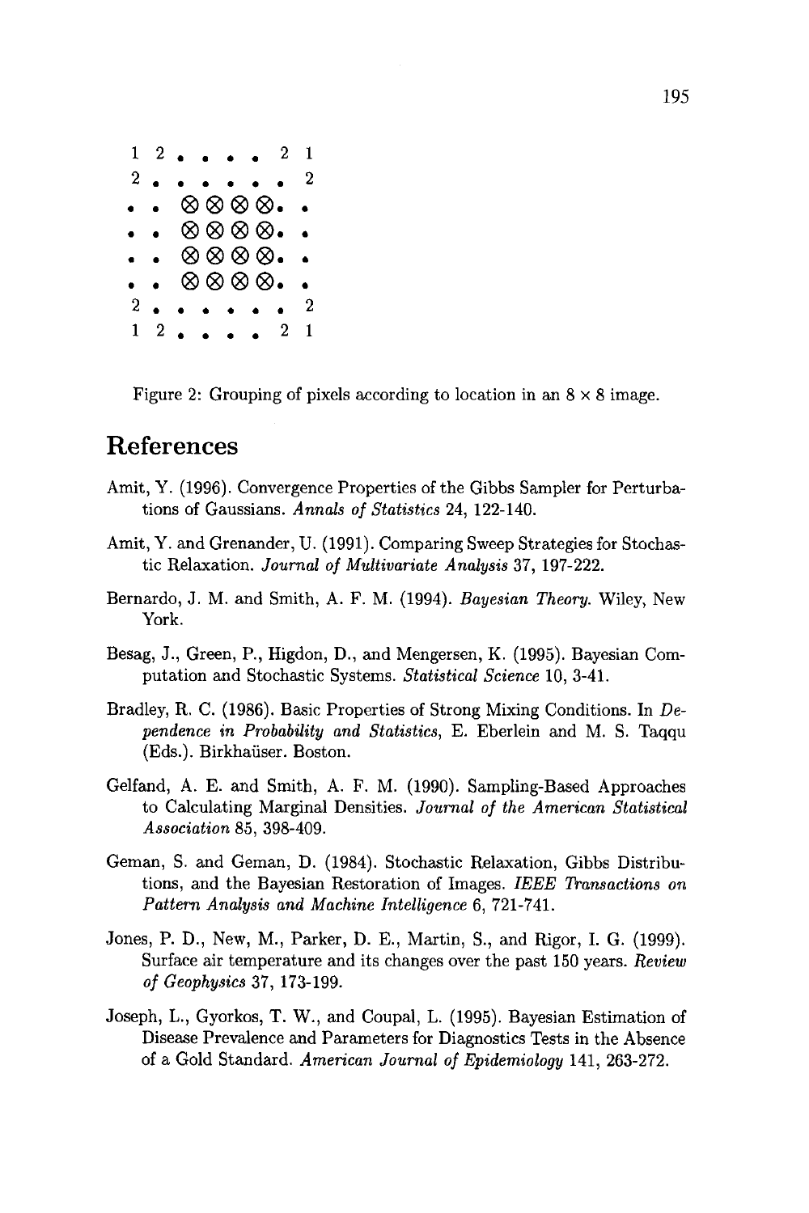```
1 2 • • • • 2 1
2 • • • • • • 2
• • ⊗ ⊗ ⊗ ⊗ • •
• • ⊗ ⊗ ⊗ ⊗ • •
• • ⊗ ⊗ ⊗ ⊗ • •
• • ⊗ ⊗ ⊗ ⊗ • •
2 • • • • • • 2
1 2 • • • • 2 1
```

Figure 2: Grouping of pixels according to location in an $8 \times 8$ image.

# References

Amit, Y. (1996). Convergence Properties of the Gibbs Sampler for Perturbations of Gaussians. *Annals of Statistics* 24, 122-140.

Amit, Y. and Grenander, U. (1991). Comparing Sweep Strategies for Stochastic Relaxation. *Journal of Multivariate Analysis* 37, 197-222.

Bernardo, J. M. and Smith, A. F. M. (1994). *Bayesian Theory*. Wiley, New York.

Besag, J., Green, P., Higdon, D., and Mengersen, K. (1995). Bayesian Computation and Stochastic Systems. *Statistical Science* 10, 3-41.

Bradley, R. C. (1986). Basic Properties of Strong Mixing Conditions. In *Dependence in Probability and Statistics*, E. Eberlein and M. S. Taqqu (Eds.). Birkhaüser. Boston.

Gelfand, A. E. and Smith, A. F. M. (1990). Sampling-Based Approaches to Calculating Marginal Densities. *Journal of the American Statistical Association* 85, 398-409.

Geman, S. and Geman, D. (1984). Stochastic Relaxation, Gibbs Distributions, and the Bayesian Restoration of Images. *IEEE Transactions on Pattern Analysis and Machine Intelligence* 6, 721-741.

Jones, P. D., New, M., Parker, D. E., Martin, S., and Rigor, I. G. (1999). Surface air temperature and its changes over the past 150 years. *Review of Geophysics* 37, 173-199.

Joseph, L., Gyorkos, T. W., and Coupal, L. (1995). Bayesian Estimation of Disease Prevalence and Parameters for Diagnostics Tests in the Absence of a Gold Standard. *American Journal of Epidemiology* 141, 263-272.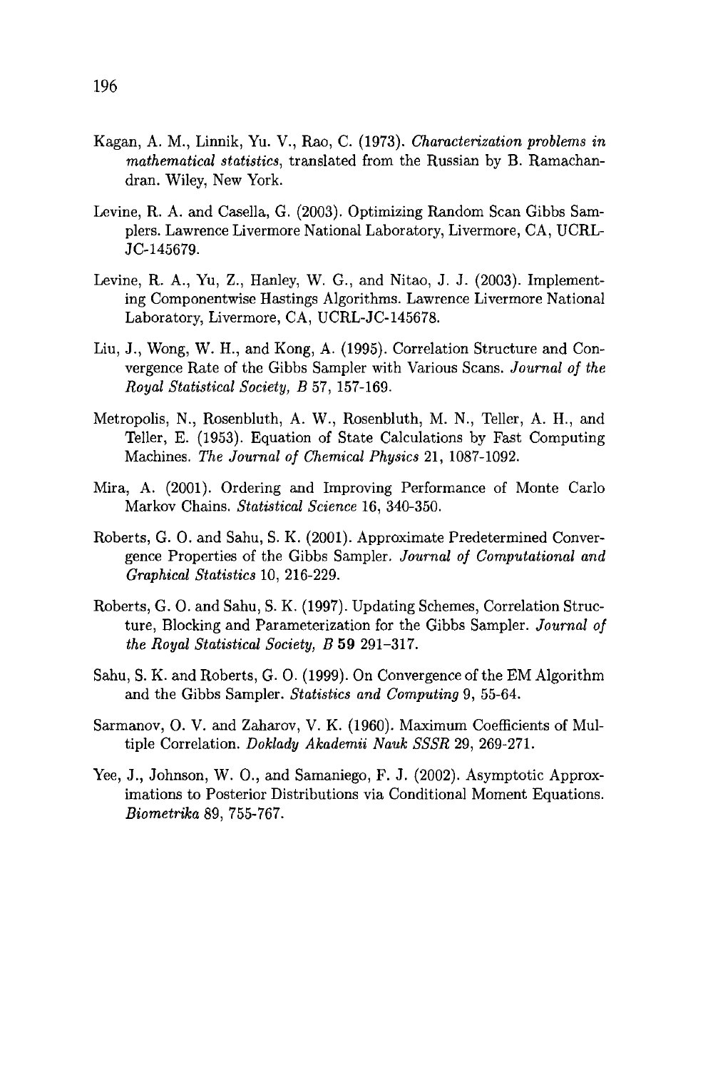Kagan, A. M., Linnik, Yu. V., Rao, C. (1973). *Characterization problems in mathematical statistics*, translated from the Russian by B. Ramachandran. Wiley, New York.

Levine, R. A. and Casella, G. (2003). Optimizing Random Scan Gibbs Samplers. Lawrence Livermore National Laboratory, Livermore, CA, UCRL-JC-145679.

Levine, R. A., Yu, Z., Hanley, W. G., and Nitao, J. J. (2003). Implementing Componentwise Hastings Algorithms. Lawrence Livermore National Laboratory, Livermore, CA, UCRL-JC-145678.

Liu, J., Wong, W. H., and Kong, A. (1995). Correlation Structure and Convergence Rate of the Gibbs Sampler with Various Scans. *Journal of the Royal Statistical Society, B* 57, 157-169.

Metropolis, N., Rosenbluth, A. W., Rosenbluth, M. N., Teller, A. H., and Teller, E. (1953). Equation of State Calculations by Fast Computing Machines. *The Journal of Chemical Physics* 21, 1087-1092.

Mira, A. (2001). Ordering and Improving Performance of Monte Carlo Markov Chains. *Statistical Science* 16, 340-350.

Roberts, G. O. and Sahu, S. K. (2001). Approximate Predetermined Convergence Properties of the Gibbs Sampler. *Journal of Computational and Graphical Statistics* 10, 216-229.

Roberts, G. O. and Sahu, S. K. (1997). Updating Schemes, Correlation Structure, Blocking and Parameterization for the Gibbs Sampler. *Journal of the Royal Statistical Society, B* **59** 291–317.

Sahu, S. K. and Roberts, G. O. (1999). On Convergence of the EM Algorithm and the Gibbs Sampler. *Statistics and Computing* 9, 55-64.

Sarmanov, O. V. and Zaharov, V. K. (1960). Maximum Coefficients of Multiple Correlation. *Doklady Akademii Nauk SSSR* 29, 269-271.

Yee, J., Johnson, W. O., and Samaniego, F. J. (2002). Asymptotic Approximations to Posterior Distributions via Conditional Moment Equations. *Biometrika* 89, 755-767.